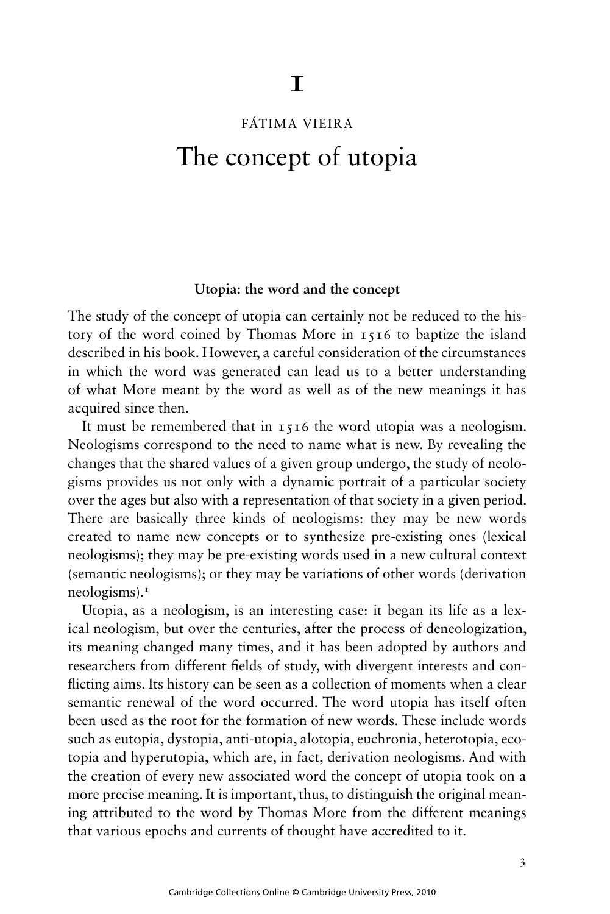# 1

FÁTIMA VIEIRA

# The concept of utopia

### Utopia: the word and the concept

The study of the concept of utopia can certainly not be reduced to the history of the word coined by Thomas More in 1516 to baptize the island described in his book. However, a careful consideration of the circumstances in which the word was generated can lead us to a better understanding of what More meant by the word as well as of the new meanings it has acquired since then.

It must be remembered that in 1516 the word utopia was a neologism. Neologisms correspond to the need to name what is new. By revealing the changes that the shared values of a given group undergo, the study of neologisms provides us not only with a dynamic portrait of a particular society over the ages but also with a representation of that society in a given period. There are basically three kinds of neologisms: they may be new words created to name new concepts or to synthesize pre-existing ones (lexical neologisms); they may be pre-existing words used in a new cultural context (semantic neologisms); or they may be variations of other words (derivation neologisms).[1]

Utopia, as a neologism, is an interesting case: it began its life as a lexical neologism, but over the centuries, after the process of deneologization, its meaning changed many times, and it has been adopted by authors and researchers from different fields of study, with divergent interests and conflicting aims. Its history can be seen as a collection of moments when a clear semantic renewal of the word occurred. The word utopia has itself often been used as the root for the formation of new words. These include words such as eutopia, dystopia, anti-utopia, alotopia, euchronia, heterotopia, ecotopia and hyperutopia, which are, in fact, derivation neologisms. And with the creation of every new associated word the concept of utopia took on a more precise meaning. It is important, thus, to distinguish the original meaning attributed to the word by Thomas More from the different meanings that various epochs and currents of thought have accredited to it.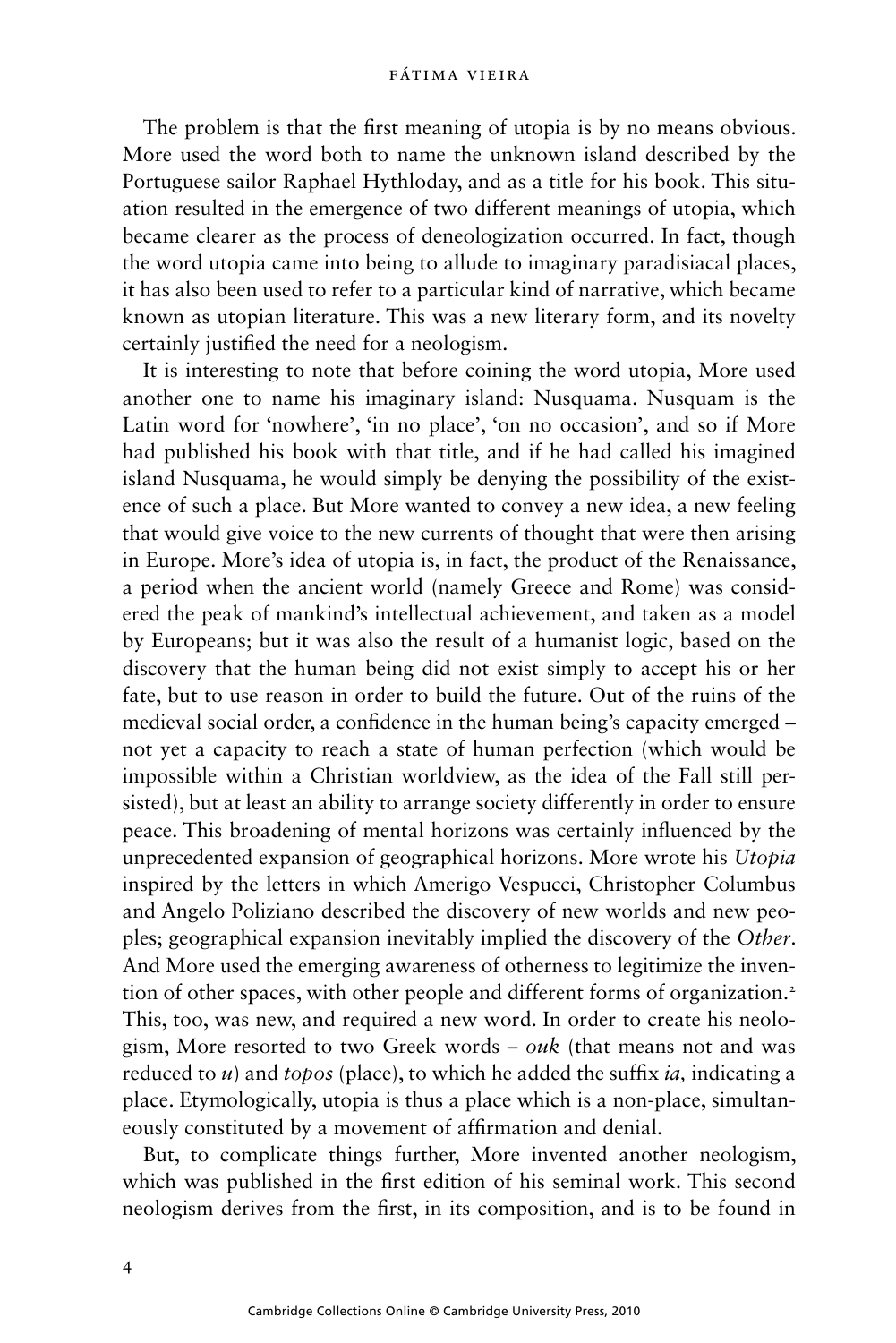The problem is that the first meaning of utopia is by no means obvious. More used the word both to name the unknown island described by the Portuguese sailor Raphael Hythloday, and as a title for his book. This situation resulted in the emergence of two different meanings of utopia, which became clearer as the process of deneologization occurred. In fact, though the word utopia came into being to allude to imaginary paradisiacal places, it has also been used to refer to a particular kind of narrative, which became known as utopian literature. This was a new literary form, and its novelty certainly justified the need for a neologism.

It is interesting to note that before coining the word utopia, More used another one to name his imaginary island: Nusquama. Nusquam is the Latin word for 'nowhere', 'in no place', 'on no occasion', and so if More had published his book with that title, and if he had called his imagined island Nusquama, he would simply be denying the possibility of the existence of such a place. But More wanted to convey a new idea, a new feeling that would give voice to the new currents of thought that were then arising in Europe. More's idea of utopia is, in fact, the product of the Renaissance, a period when the ancient world (namely Greece and Rome) was considered the peak of mankind's intellectual achievement, and taken as a model by Europeans; but it was also the result of a humanist logic, based on the discovery that the human being did not exist simply to accept his or her fate, but to use reason in order to build the future. Out of the ruins of the medieval social order, a confidence in the human being's capacity emerged – not yet a capacity to reach a state of human perfection (which would be impossible within a Christian worldview, as the idea of the Fall still persisted), but at least an ability to arrange society differently in order to ensure peace. This broadening of mental horizons was certainly influenced by the unprecedented expansion of geographical horizons. More wrote his *Utopia* inspired by the letters in which Amerigo Vespucci, Christopher Columbus and Angelo Poliziano described the discovery of new worlds and new peoples; geographical expansion inevitably implied the discovery of the *Other*. And More used the emerging awareness of otherness to legitimize the invention of other spaces, with other people and different forms of organization.[2] This, too, was new, and required a new word. In order to create his neologism, More resorted to two Greek words – *ouk* (that means not and was reduced to *u*) and *topos* (place), to which he added the suffix *ia,* indicating a place. Etymologically, utopia is thus a place which is a non-place, simultaneously constituted by a movement of affirmation and denial.

But, to complicate things further, More invented another neologism, which was published in the first edition of his seminal work. This second neologism derives from the first, in its composition, and is to be found in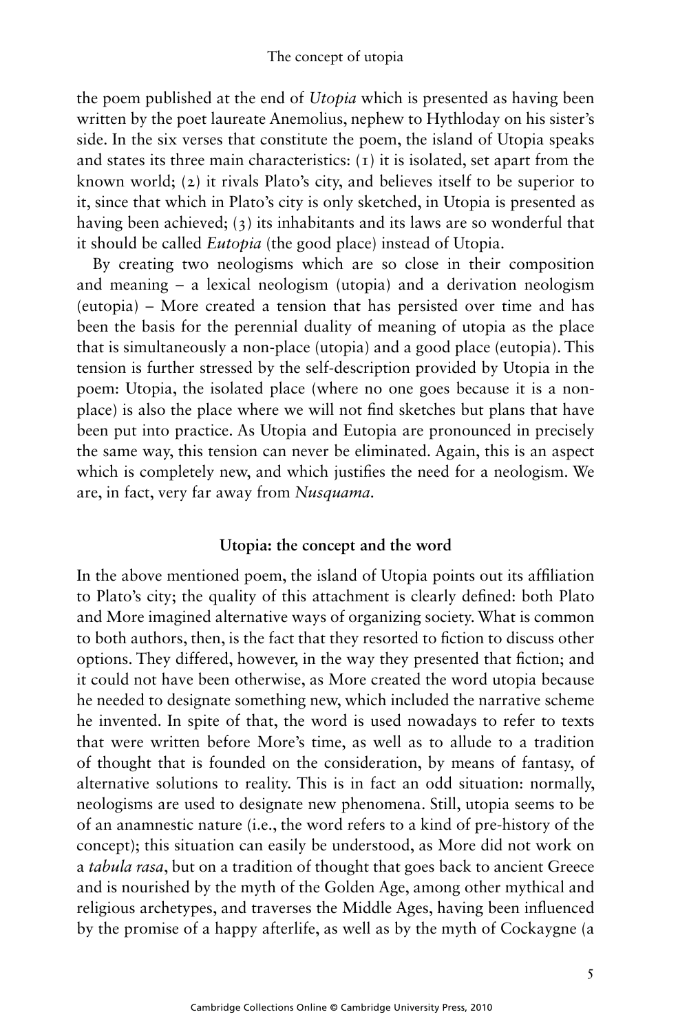the poem published at the end of *Utopia* which is presented as having been written by the poet laureate Anemolius, nephew to Hythloday on his sister's side. In the six verses that constitute the poem, the island of Utopia speaks and states its three main characteristics: (1) it is isolated, set apart from the known world; (2) it rivals Plato's city, and believes itself to be superior to it, since that which in Plato's city is only sketched, in Utopia is presented as having been achieved; (3) its inhabitants and its laws are so wonderful that it should be called *Eutopia* (the good place) instead of Utopia.

By creating two neologisms which are so close in their composition and meaning – a lexical neologism (utopia) and a derivation neologism (eutopia) – More created a tension that has persisted over time and has been the basis for the perennial duality of meaning of utopia as the place that is simultaneously a non-place (utopia) and a good place (eutopia). This tension is further stressed by the self-description provided by Utopia in the poem: Utopia, the isolated place (where no one goes because it is a non-place) is also the place where we will not find sketches but plans that have been put into practice. As Utopia and Eutopia are pronounced in precisely the same way, this tension can never be eliminated. Again, this is an aspect which is completely new, and which justifies the need for a neologism. We are, in fact, very far away from *Nusquama*.

## Utopia: the concept and the word

In the above mentioned poem, the island of Utopia points out its affiliation to Plato's city; the quality of this attachment is clearly defined: both Plato and More imagined alternative ways of organizing society. What is common to both authors, then, is the fact that they resorted to fiction to discuss other options. They differed, however, in the way they presented that fiction; and it could not have been otherwise, as More created the word utopia because he needed to designate something new, which included the narrative scheme he invented. In spite of that, the word is used nowadays to refer to texts that were written before More's time, as well as to allude to a tradition of thought that is founded on the consideration, by means of fantasy, of alternative solutions to reality. This is in fact an odd situation: normally, neologisms are used to designate new phenomena. Still, utopia seems to be of an anamnestic nature (i.e., the word refers to a kind of pre-history of the concept); this situation can easily be understood, as More did not work on a *tabula rasa*, but on a tradition of thought that goes back to ancient Greece and is nourished by the myth of the Golden Age, among other mythical and religious archetypes, and traverses the Middle Ages, having been influenced by the promise of a happy afterlife, as well as by the myth of Cockaygne (a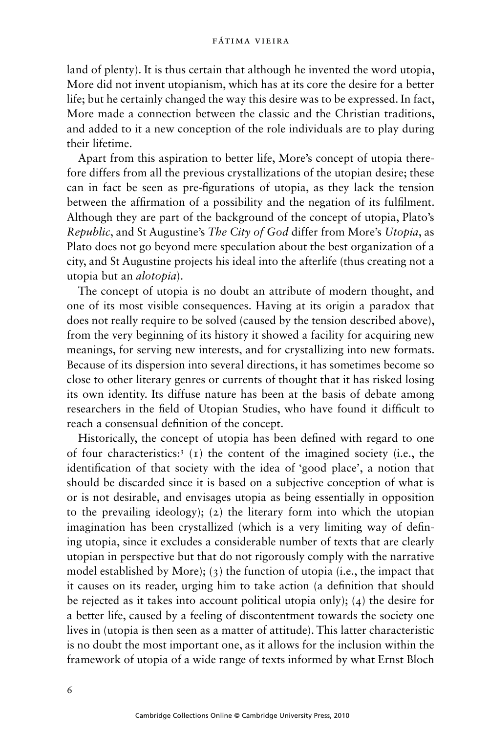land of plenty). It is thus certain that although he invented the word utopia, More did not invent utopianism, which has at its core the desire for a better life; but he certainly changed the way this desire was to be expressed. In fact, More made a connection between the classic and the Christian traditions, and added to it a new conception of the role individuals are to play during their lifetime.

Apart from this aspiration to better life, More's concept of utopia therefore differs from all the previous crystallizations of the utopian desire; these can in fact be seen as pre-figurations of utopia, as they lack the tension between the affirmation of a possibility and the negation of its fulfilment. Although they are part of the background of the concept of utopia, Plato's *Republic*, and St Augustine's *The City of God* differ from More's *Utopia*, as Plato does not go beyond mere speculation about the best organization of a city, and St Augustine projects his ideal into the afterlife (thus creating not a utopia but an *alotopia*).

The concept of utopia is no doubt an attribute of modern thought, and one of its most visible consequences. Having at its origin a paradox that does not really require to be solved (caused by the tension described above), from the very beginning of its history it showed a facility for acquiring new meanings, for serving new interests, and for crystallizing into new formats. Because of its dispersion into several directions, it has sometimes become so close to other literary genres or currents of thought that it has risked losing its own identity. Its diffuse nature has been at the basis of debate among researchers in the field of Utopian Studies, who have found it difficult to reach a consensual definition of the concept.

Historically, the concept of utopia has been defined with regard to one of four characteristics:[3] (1) the content of the imagined society (i.e., the identification of that society with the idea of 'good place', a notion that should be discarded since it is based on a subjective conception of what is or is not desirable, and envisages utopia as being essentially in opposition to the prevailing ideology); (2) the literary form into which the utopian imagination has been crystallized (which is a very limiting way of defining utopia, since it excludes a considerable number of texts that are clearly utopian in perspective but that do not rigorously comply with the narrative model established by More); (3) the function of utopia (i.e., the impact that it causes on its reader, urging him to take action (a definition that should be rejected as it takes into account political utopia only); (4) the desire for a better life, caused by a feeling of discontentment towards the society one lives in (utopia is then seen as a matter of attitude). This latter characteristic is no doubt the most important one, as it allows for the inclusion within the framework of utopia of a wide range of texts informed by what Ernst Bloch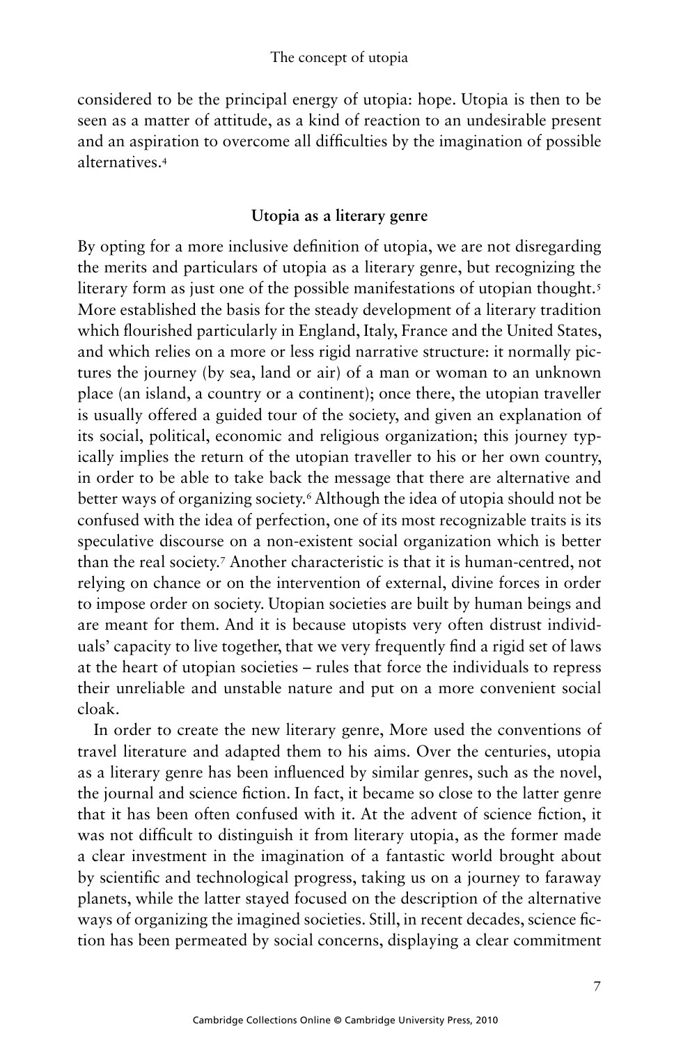considered to be the principal energy of utopia: hope. Utopia is then to be seen as a matter of attitude, as a kind of reaction to an undesirable present and an aspiration to overcome all difficulties by the imagination of possible alternatives.[4]

## Utopia as a literary genre

By opting for a more inclusive definition of utopia, we are not disregarding the merits and particulars of utopia as a literary genre, but recognizing the literary form as just one of the possible manifestations of utopian thought.[5] More established the basis for the steady development of a literary tradition which flourished particularly in England, Italy, France and the United States, and which relies on a more or less rigid narrative structure: it normally pictures the journey (by sea, land or air) of a man or woman to an unknown place (an island, a country or a continent); once there, the utopian traveller is usually offered a guided tour of the society, and given an explanation of its social, political, economic and religious organization; this journey typically implies the return of the utopian traveller to his or her own country, in order to be able to take back the message that there are alternative and better ways of organizing society.[6] Although the idea of utopia should not be confused with the idea of perfection, one of its most recognizable traits is its speculative discourse on a non-existent social organization which is better than the real society.[7] Another characteristic is that it is human-centred, not relying on chance or on the intervention of external, divine forces in order to impose order on society. Utopian societies are built by human beings and are meant for them. And it is because utopists very often distrust individuals' capacity to live together, that we very frequently find a rigid set of laws at the heart of utopian societies – rules that force the individuals to repress their unreliable and unstable nature and put on a more convenient social cloak.

In order to create the new literary genre, More used the conventions of travel literature and adapted them to his aims. Over the centuries, utopia as a literary genre has been influenced by similar genres, such as the novel, the journal and science fiction. In fact, it became so close to the latter genre that it has been often confused with it. At the advent of science fiction, it was not difficult to distinguish it from literary utopia, as the former made a clear investment in the imagination of a fantastic world brought about by scientific and technological progress, taking us on a journey to faraway planets, while the latter stayed focused on the description of the alternative ways of organizing the imagined societies. Still, in recent decades, science fiction has been permeated by social concerns, displaying a clear commitment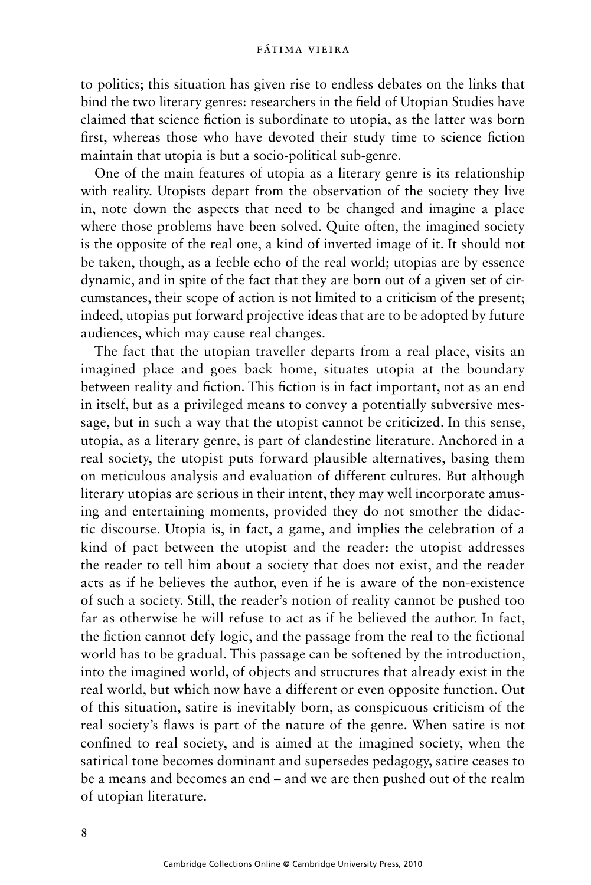to politics; this situation has given rise to endless debates on the links that bind the two literary genres: researchers in the field of Utopian Studies have claimed that science fiction is subordinate to utopia, as the latter was born first, whereas those who have devoted their study time to science fiction maintain that utopia is but a socio-political sub-genre.

One of the main features of utopia as a literary genre is its relationship with reality. Utopists depart from the observation of the society they live in, note down the aspects that need to be changed and imagine a place where those problems have been solved. Quite often, the imagined society is the opposite of the real one, a kind of inverted image of it. It should not be taken, though, as a feeble echo of the real world; utopias are by essence dynamic, and in spite of the fact that they are born out of a given set of circumstances, their scope of action is not limited to a criticism of the present; indeed, utopias put forward projective ideas that are to be adopted by future audiences, which may cause real changes.

The fact that the utopian traveller departs from a real place, visits an imagined place and goes back home, situates utopia at the boundary between reality and fiction. This fiction is in fact important, not as an end in itself, but as a privileged means to convey a potentially subversive message, but in such a way that the utopist cannot be criticized. In this sense, utopia, as a literary genre, is part of clandestine literature. Anchored in a real society, the utopist puts forward plausible alternatives, basing them on meticulous analysis and evaluation of different cultures. But although literary utopias are serious in their intent, they may well incorporate amusing and entertaining moments, provided they do not smother the didactic discourse. Utopia is, in fact, a game, and implies the celebration of a kind of pact between the utopist and the reader: the utopist addresses the reader to tell him about a society that does not exist, and the reader acts as if he believes the author, even if he is aware of the non-existence of such a society. Still, the reader's notion of reality cannot be pushed too far as otherwise he will refuse to act as if he believed the author. In fact, the fiction cannot defy logic, and the passage from the real to the fictional world has to be gradual. This passage can be softened by the introduction, into the imagined world, of objects and structures that already exist in the real world, but which now have a different or even opposite function. Out of this situation, satire is inevitably born, as conspicuous criticism of the real society's flaws is part of the nature of the genre. When satire is not confined to real society, and is aimed at the imagined society, when the satirical tone becomes dominant and supersedes pedagogy, satire ceases to be a means and becomes an end – and we are then pushed out of the realm of utopian literature.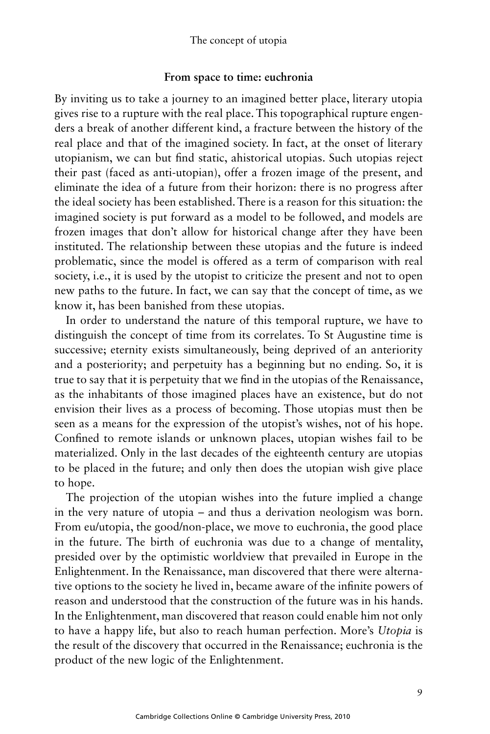## From space to time: euchronia

By inviting us to take a journey to an imagined better place, literary utopia gives rise to a rupture with the real place. This topographical rupture engenders a break of another different kind, a fracture between the history of the real place and that of the imagined society. In fact, at the onset of literary utopianism, we can but find static, ahistorical utopias. Such utopias reject their past (faced as anti-utopian), offer a frozen image of the present, and eliminate the idea of a future from their horizon: there is no progress after the ideal society has been established. There is a reason for this situation: the imagined society is put forward as a model to be followed, and models are frozen images that don't allow for historical change after they have been instituted. The relationship between these utopias and the future is indeed problematic, since the model is offered as a term of comparison with real society, i.e., it is used by the utopist to criticize the present and not to open new paths to the future. In fact, we can say that the concept of time, as we know it, has been banished from these utopias.

In order to understand the nature of this temporal rupture, we have to distinguish the concept of time from its correlates. To St Augustine time is successive; eternity exists simultaneously, being deprived of an anteriority and a posteriority; and perpetuity has a beginning but no ending. So, it is true to say that it is perpetuity that we find in the utopias of the Renaissance, as the inhabitants of those imagined places have an existence, but do not envision their lives as a process of becoming. Those utopias must then be seen as a means for the expression of the utopist's wishes, not of his hope. Confined to remote islands or unknown places, utopian wishes fail to be materialized. Only in the last decades of the eighteenth century are utopias to be placed in the future; and only then does the utopian wish give place to hope.

The projection of the utopian wishes into the future implied a change in the very nature of utopia – and thus a derivation neologism was born. From eu/utopia, the good/non-place, we move to euchronia, the good place in the future. The birth of euchronia was due to a change of mentality, presided over by the optimistic worldview that prevailed in Europe in the Enlightenment. In the Renaissance, man discovered that there were alternative options to the society he lived in, became aware of the infinite powers of reason and understood that the construction of the future was in his hands. In the Enlightenment, man discovered that reason could enable him not only to have a happy life, but also to reach human perfection. More's *Utopia* is the result of the discovery that occurred in the Renaissance; euchronia is the product of the new logic of the Enlightenment.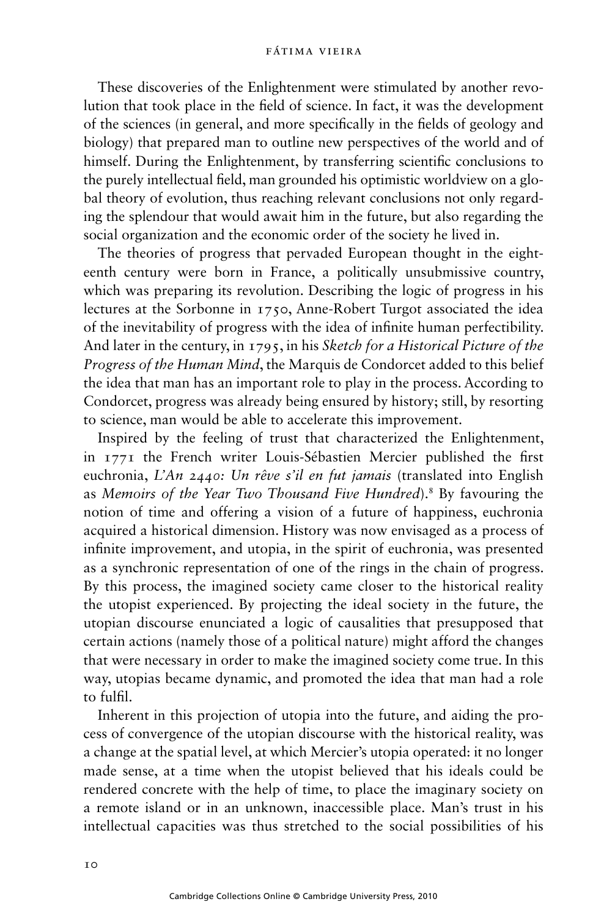These discoveries of the Enlightenment were stimulated by another revolution that took place in the field of science. In fact, it was the development of the sciences (in general, and more specifically in the fields of geology and biology) that prepared man to outline new perspectives of the world and of himself. During the Enlightenment, by transferring scientific conclusions to the purely intellectual field, man grounded his optimistic worldview on a global theory of evolution, thus reaching relevant conclusions not only regarding the splendour that would await him in the future, but also regarding the social organization and the economic order of the society he lived in.

The theories of progress that pervaded European thought in the eighteenth century were born in France, a politically unsubmissive country, which was preparing its revolution. Describing the logic of progress in his lectures at the Sorbonne in 1750, Anne-Robert Turgot associated the idea of the inevitability of progress with the idea of infinite human perfectibility. And later in the century, in 1795, in his *Sketch for a Historical Picture of the Progress of the Human Mind*, the Marquis de Condorcet added to this belief the idea that man has an important role to play in the process. According to Condorcet, progress was already being ensured by history; still, by resorting to science, man would be able to accelerate this improvement.

Inspired by the feeling of trust that characterized the Enlightenment, in 1771 the French writer Louis-Sébastien Mercier published the first euchronia, *L'An 2440: Un rêve s'il en fut jamais* (translated into English as *Memoirs of the Year Two Thousand Five Hundred*).[8] By favouring the notion of time and offering a vision of a future of happiness, euchronia acquired a historical dimension. History was now envisaged as a process of infinite improvement, and utopia, in the spirit of euchronia, was presented as a synchronic representation of one of the rings in the chain of progress. By this process, the imagined society came closer to the historical reality the utopist experienced. By projecting the ideal society in the future, the utopian discourse enunciated a logic of causalities that presupposed that certain actions (namely those of a political nature) might afford the changes that were necessary in order to make the imagined society come true. In this way, utopias became dynamic, and promoted the idea that man had a role to fulfil.

Inherent in this projection of utopia into the future, and aiding the process of convergence of the utopian discourse with the historical reality, was a change at the spatial level, at which Mercier's utopia operated: it no longer made sense, at a time when the utopist believed that his ideals could be rendered concrete with the help of time, to place the imaginary society on a remote island or in an unknown, inaccessible place. Man's trust in his intellectual capacities was thus stretched to the social possibilities of his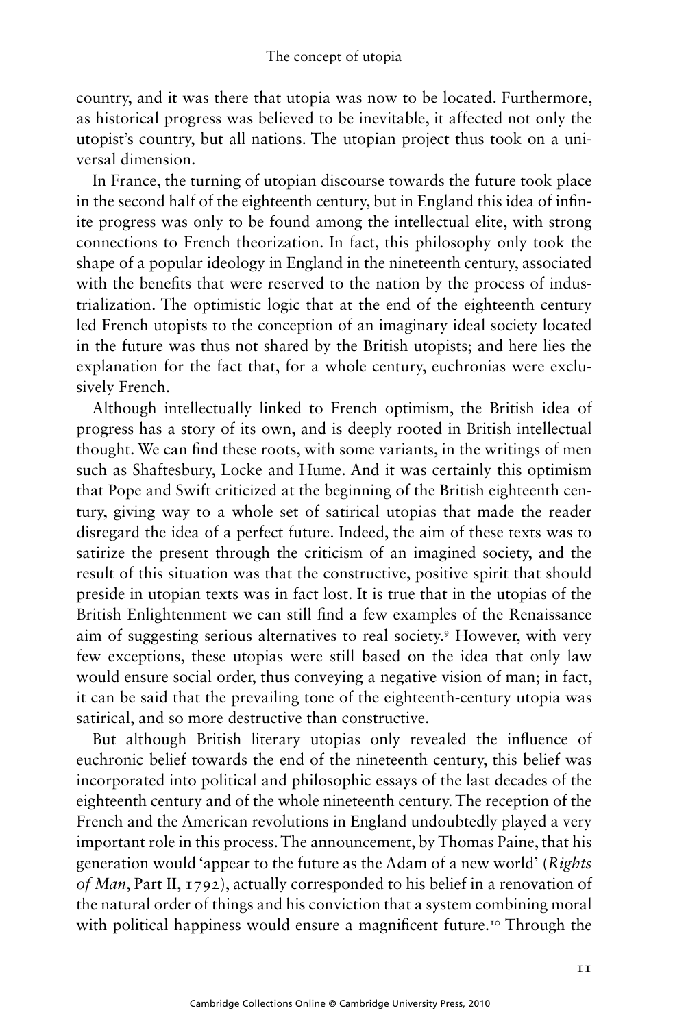country, and it was there that utopia was now to be located. Furthermore, as historical progress was believed to be inevitable, it affected not only the utopist's country, but all nations. The utopian project thus took on a universal dimension.

In France, the turning of utopian discourse towards the future took place in the second half of the eighteenth century, but in England this idea of infinite progress was only to be found among the intellectual elite, with strong connections to French theorization. In fact, this philosophy only took the shape of a popular ideology in England in the nineteenth century, associated with the benefits that were reserved to the nation by the process of industrialization. The optimistic logic that at the end of the eighteenth century led French utopists to the conception of an imaginary ideal society located in the future was thus not shared by the British utopists; and here lies the explanation for the fact that, for a whole century, euchronias were exclusively French.

Although intellectually linked to French optimism, the British idea of progress has a story of its own, and is deeply rooted in British intellectual thought. We can find these roots, with some variants, in the writings of men such as Shaftesbury, Locke and Hume. And it was certainly this optimism that Pope and Swift criticized at the beginning of the British eighteenth century, giving way to a whole set of satirical utopias that made the reader disregard the idea of a perfect future. Indeed, the aim of these texts was to satirize the present through the criticism of an imagined society, and the result of this situation was that the constructive, positive spirit that should preside in utopian texts was in fact lost. It is true that in the utopias of the British Enlightenment we can still find a few examples of the Renaissance aim of suggesting serious alternatives to real society.[9] However, with very few exceptions, these utopias were still based on the idea that only law would ensure social order, thus conveying a negative vision of man; in fact, it can be said that the prevailing tone of the eighteenth-century utopia was satirical, and so more destructive than constructive.

But although British literary utopias only revealed the influence of euchronic belief towards the end of the nineteenth century, this belief was incorporated into political and philosophic essays of the last decades of the eighteenth century and of the whole nineteenth century. The reception of the French and the American revolutions in England undoubtedly played a very important role in this process. The announcement, by Thomas Paine, that his generation would 'appear to the future as the Adam of a new world' (*Rights of Man*, Part II, 1792), actually corresponded to his belief in a renovation of the natural order of things and his conviction that a system combining moral with political happiness would ensure a magnificent future.[10] Through the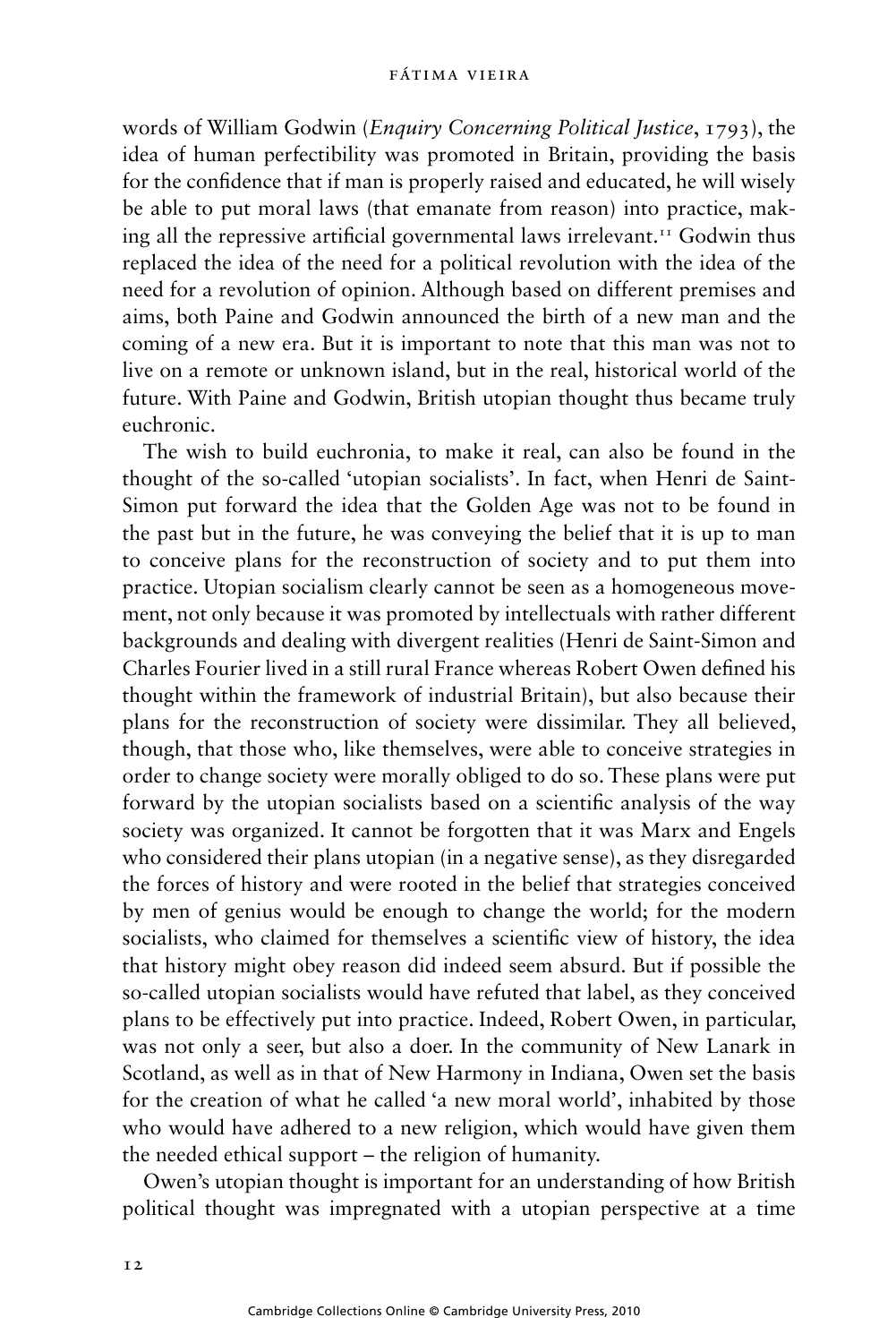words of William Godwin (*Enquiry Concerning Political Justice*, 1793), the idea of human perfectibility was promoted in Britain, providing the basis for the confidence that if man is properly raised and educated, he will wisely be able to put moral laws (that emanate from reason) into practice, making all the repressive artificial governmental laws irrelevant.[11] Godwin thus replaced the idea of the need for a political revolution with the idea of the need for a revolution of opinion. Although based on different premises and aims, both Paine and Godwin announced the birth of a new man and the coming of a new era. But it is important to note that this man was not to live on a remote or unknown island, but in the real, historical world of the future. With Paine and Godwin, British utopian thought thus became truly euchronic.

The wish to build euchronia, to make it real, can also be found in the thought of the so-called 'utopian socialists'. In fact, when Henri de Saint-Simon put forward the idea that the Golden Age was not to be found in the past but in the future, he was conveying the belief that it is up to man to conceive plans for the reconstruction of society and to put them into practice. Utopian socialism clearly cannot be seen as a homogeneous movement, not only because it was promoted by intellectuals with rather different backgrounds and dealing with divergent realities (Henri de Saint-Simon and Charles Fourier lived in a still rural France whereas Robert Owen defined his thought within the framework of industrial Britain), but also because their plans for the reconstruction of society were dissimilar. They all believed, though, that those who, like themselves, were able to conceive strategies in order to change society were morally obliged to do so. These plans were put forward by the utopian socialists based on a scientific analysis of the way society was organized. It cannot be forgotten that it was Marx and Engels who considered their plans utopian (in a negative sense), as they disregarded the forces of history and were rooted in the belief that strategies conceived by men of genius would be enough to change the world; for the modern socialists, who claimed for themselves a scientific view of history, the idea that history might obey reason did indeed seem absurd. But if possible the so-called utopian socialists would have refuted that label, as they conceived plans to be effectively put into practice. Indeed, Robert Owen, in particular, was not only a seer, but also a doer. In the community of New Lanark in Scotland, as well as in that of New Harmony in Indiana, Owen set the basis for the creation of what he called 'a new moral world', inhabited by those who would have adhered to a new religion, which would have given them the needed ethical support – the religion of humanity.

Owen's utopian thought is important for an understanding of how British political thought was impregnated with a utopian perspective at a time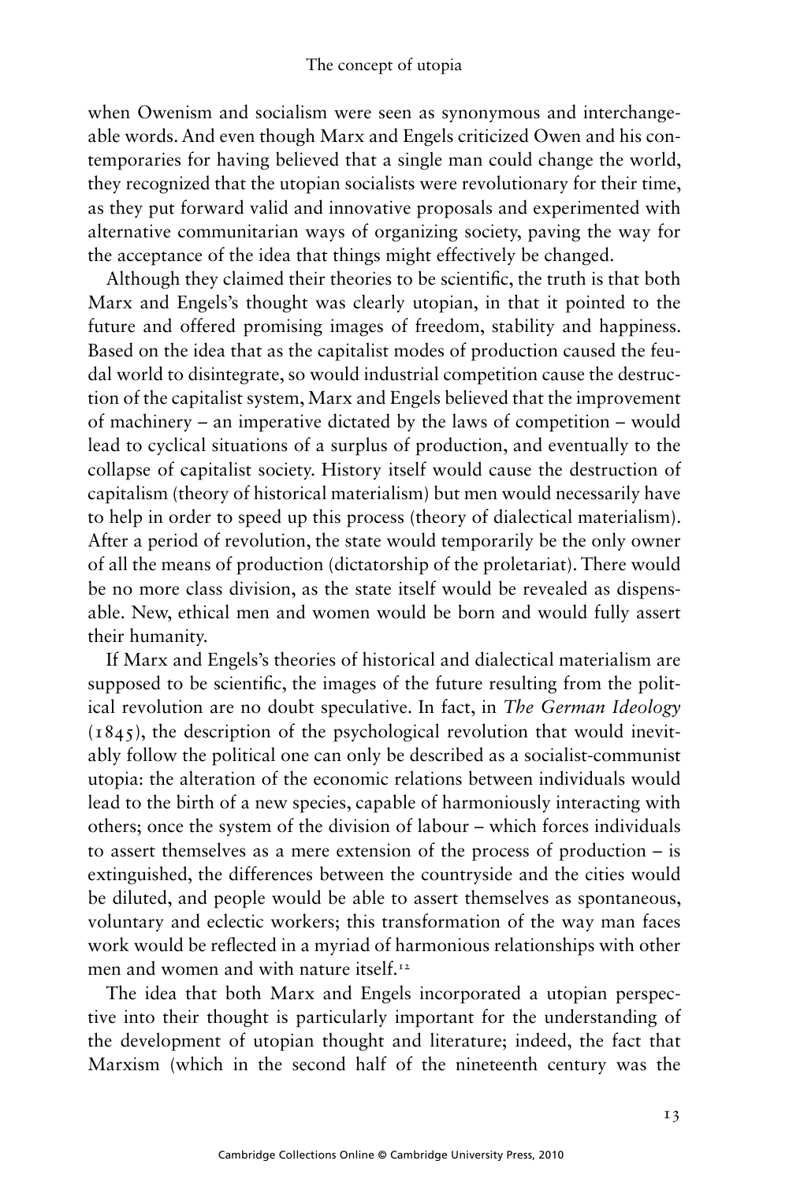when Owenism and socialism were seen as synonymous and interchangeable words. And even though Marx and Engels criticized Owen and his contemporaries for having believed that a single man could change the world, they recognized that the utopian socialists were revolutionary for their time, as they put forward valid and innovative proposals and experimented with alternative communitarian ways of organizing society, paving the way for the acceptance of the idea that things might effectively be changed.

Although they claimed their theories to be scientific, the truth is that both Marx and Engels's thought was clearly utopian, in that it pointed to the future and offered promising images of freedom, stability and happiness. Based on the idea that as the capitalist modes of production caused the feudal world to disintegrate, so would industrial competition cause the destruction of the capitalist system, Marx and Engels believed that the improvement of machinery – an imperative dictated by the laws of competition – would lead to cyclical situations of a surplus of production, and eventually to the collapse of capitalist society. History itself would cause the destruction of capitalism (theory of historical materialism) but men would necessarily have to help in order to speed up this process (theory of dialectical materialism). After a period of revolution, the state would temporarily be the only owner of all the means of production (dictatorship of the proletariat). There would be no more class division, as the state itself would be revealed as dispensable. New, ethical men and women would be born and would fully assert their humanity.

If Marx and Engels's theories of historical and dialectical materialism are supposed to be scientific, the images of the future resulting from the political revolution are no doubt speculative. In fact, in *The German Ideology* (1845), the description of the psychological revolution that would inevitably follow the political one can only be described as a socialist-communist utopia: the alteration of the economic relations between individuals would lead to the birth of a new species, capable of harmoniously interacting with others; once the system of the division of labour – which forces individuals to assert themselves as a mere extension of the process of production – is extinguished, the differences between the countryside and the cities would be diluted, and people would be able to assert themselves as spontaneous, voluntary and eclectic workers; this transformation of the way man faces work would be reflected in a myriad of harmonious relationships with other men and women and with nature itself.[12]

The idea that both Marx and Engels incorporated a utopian perspective into their thought is particularly important for the understanding of the development of utopian thought and literature; indeed, the fact that Marxism (which in the second half of the nineteenth century was the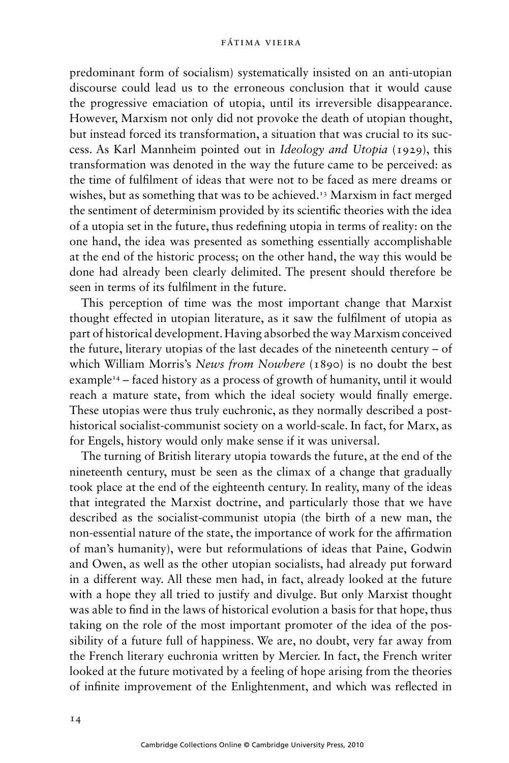predominant form of socialism) systematically insisted on an anti-utopian discourse could lead us to the erroneous conclusion that it would cause the progressive emaciation of utopia, until its irreversible disappearance. However, Marxism not only did not provoke the death of utopian thought, but instead forced its transformation, a situation that was crucial to its success. As Karl Mannheim pointed out in *Ideology and Utopia* (1929), this transformation was denoted in the way the future came to be perceived: as the time of fulfilment of ideas that were not to be faced as mere dreams or wishes, but as something that was to be achieved.[13] Marxism in fact merged the sentiment of determinism provided by its scientific theories with the idea of a utopia set in the future, thus redefining utopia in terms of reality: on the one hand, the idea was presented as something essentially accomplishable at the end of the historic process; on the other hand, the way this would be done had already been clearly delimited. The present should therefore be seen in terms of its fulfilment in the future.

This perception of time was the most important change that Marxist thought effected in utopian literature, as it saw the fulfilment of utopia as part of historical development. Having absorbed the way Marxism conceived the future, literary utopias of the last decades of the nineteenth century – of which William Morris's *News from Nowhere* (1890) is no doubt the best example[14] – faced history as a process of growth of humanity, until it would reach a mature state, from which the ideal society would finally emerge. These utopias were thus truly euchronic, as they normally described a post-historical socialist-communist society on a world-scale. In fact, for Marx, as for Engels, history would only make sense if it was universal.

The turning of British literary utopia towards the future, at the end of the nineteenth century, must be seen as the climax of a change that gradually took place at the end of the eighteenth century. In reality, many of the ideas that integrated the Marxist doctrine, and particularly those that we have described as the socialist-communist utopia (the birth of a new man, the non-essential nature of the state, the importance of work for the affirmation of man's humanity), were but reformulations of ideas that Paine, Godwin and Owen, as well as the other utopian socialists, had already put forward in a different way. All these men had, in fact, already looked at the future with a hope they all tried to justify and divulge. But only Marxist thought was able to find in the laws of historical evolution a basis for that hope, thus taking on the role of the most important promoter of the idea of the possibility of a future full of happiness. We are, no doubt, very far away from the French literary euchronia written by Mercier. In fact, the French writer looked at the future motivated by a feeling of hope arising from the theories of infinite improvement of the Enlightenment, and which was reflected in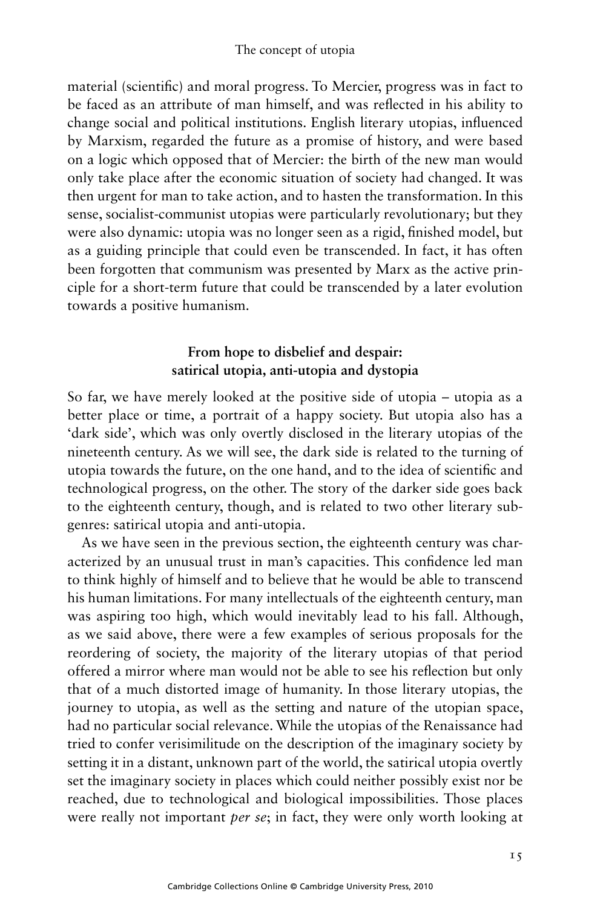material (scientific) and moral progress. To Mercier, progress was in fact to be faced as an attribute of man himself, and was reflected in his ability to change social and political institutions. English literary utopias, influenced by Marxism, regarded the future as a promise of history, and were based on a logic which opposed that of Mercier: the birth of the new man would only take place after the economic situation of society had changed. It was then urgent for man to take action, and to hasten the transformation. In this sense, socialist-communist utopias were particularly revolutionary; but they were also dynamic: utopia was no longer seen as a rigid, finished model, but as a guiding principle that could even be transcended. In fact, it has often been forgotten that communism was presented by Marx as the active principle for a short-term future that could be transcended by a later evolution towards a positive humanism.

## From hope to disbelief and despair: satirical utopia, anti-utopia and dystopia

So far, we have merely looked at the positive side of utopia – utopia as a better place or time, a portrait of a happy society. But utopia also has a 'dark side', which was only overtly disclosed in the literary utopias of the nineteenth century. As we will see, the dark side is related to the turning of utopia towards the future, on the one hand, and to the idea of scientific and technological progress, on the other. The story of the darker side goes back to the eighteenth century, though, and is related to two other literary subgenres: satirical utopia and anti-utopia.

As we have seen in the previous section, the eighteenth century was characterized by an unusual trust in man's capacities. This confidence led man to think highly of himself and to believe that he would be able to transcend his human limitations. For many intellectuals of the eighteenth century, man was aspiring too high, which would inevitably lead to his fall. Although, as we said above, there were a few examples of serious proposals for the reordering of society, the majority of the literary utopias of that period offered a mirror where man would not be able to see his reflection but only that of a much distorted image of humanity. In those literary utopias, the journey to utopia, as well as the setting and nature of the utopian space, had no particular social relevance. While the utopias of the Renaissance had tried to confer verisimilitude on the description of the imaginary society by setting it in a distant, unknown part of the world, the satirical utopia overtly set the imaginary society in places which could neither possibly exist nor be reached, due to technological and biological impossibilities. Those places were really not important *per se*; in fact, they were only worth looking at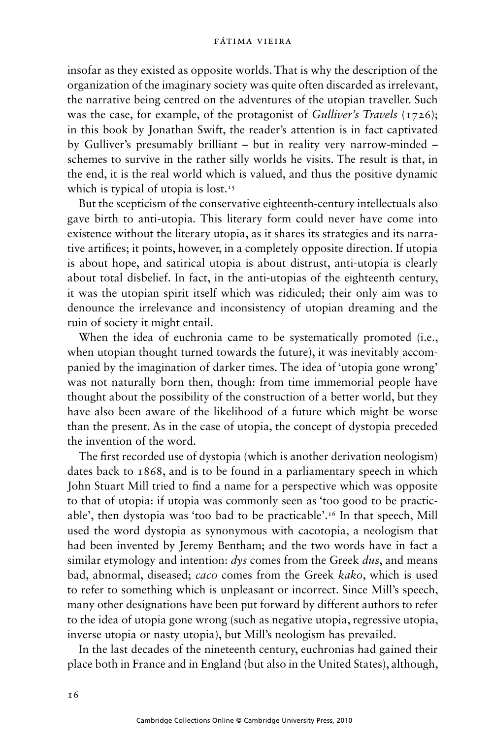insofar as they existed as opposite worlds. That is why the description of the organization of the imaginary society was quite often discarded as irrelevant, the narrative being centred on the adventures of the utopian traveller. Such was the case, for example, of the protagonist of *Gulliver's Travels* (1726); in this book by Jonathan Swift, the reader's attention is in fact captivated by Gulliver's presumably brilliant – but in reality very narrow-minded – schemes to survive in the rather silly worlds he visits. The result is that, in the end, it is the real world which is valued, and thus the positive dynamic which is typical of utopia is lost.[15]

But the scepticism of the conservative eighteenth-century intellectuals also gave birth to anti-utopia. This literary form could never have come into existence without the literary utopia, as it shares its strategies and its narrative artifices; it points, however, in a completely opposite direction. If utopia is about hope, and satirical utopia is about distrust, anti-utopia is clearly about total disbelief. In fact, in the anti-utopias of the eighteenth century, it was the utopian spirit itself which was ridiculed; their only aim was to denounce the irrelevance and inconsistency of utopian dreaming and the ruin of society it might entail.

When the idea of euchronia came to be systematically promoted (i.e., when utopian thought turned towards the future), it was inevitably accompanied by the imagination of darker times. The idea of 'utopia gone wrong' was not naturally born then, though: from time immemorial people have thought about the possibility of the construction of a better world, but they have also been aware of the likelihood of a future which might be worse than the present. As in the case of utopia, the concept of dystopia preceded the invention of the word.

The first recorded use of dystopia (which is another derivation neologism) dates back to 1868, and is to be found in a parliamentary speech in which John Stuart Mill tried to find a name for a perspective which was opposite to that of utopia: if utopia was commonly seen as 'too good to be practicable', then dystopia was 'too bad to be practicable'.[16] In that speech, Mill used the word dystopia as synonymous with cacotopia, a neologism that had been invented by Jeremy Bentham; and the two words have in fact a similar etymology and intention: *dys* comes from the Greek *dus*, and means bad, abnormal, diseased; *caco* comes from the Greek *kako*, which is used to refer to something which is unpleasant or incorrect. Since Mill's speech, many other designations have been put forward by different authors to refer to the idea of utopia gone wrong (such as negative utopia, regressive utopia, inverse utopia or nasty utopia), but Mill's neologism has prevailed.

In the last decades of the nineteenth century, euchronias had gained their place both in France and in England (but also in the United States), although,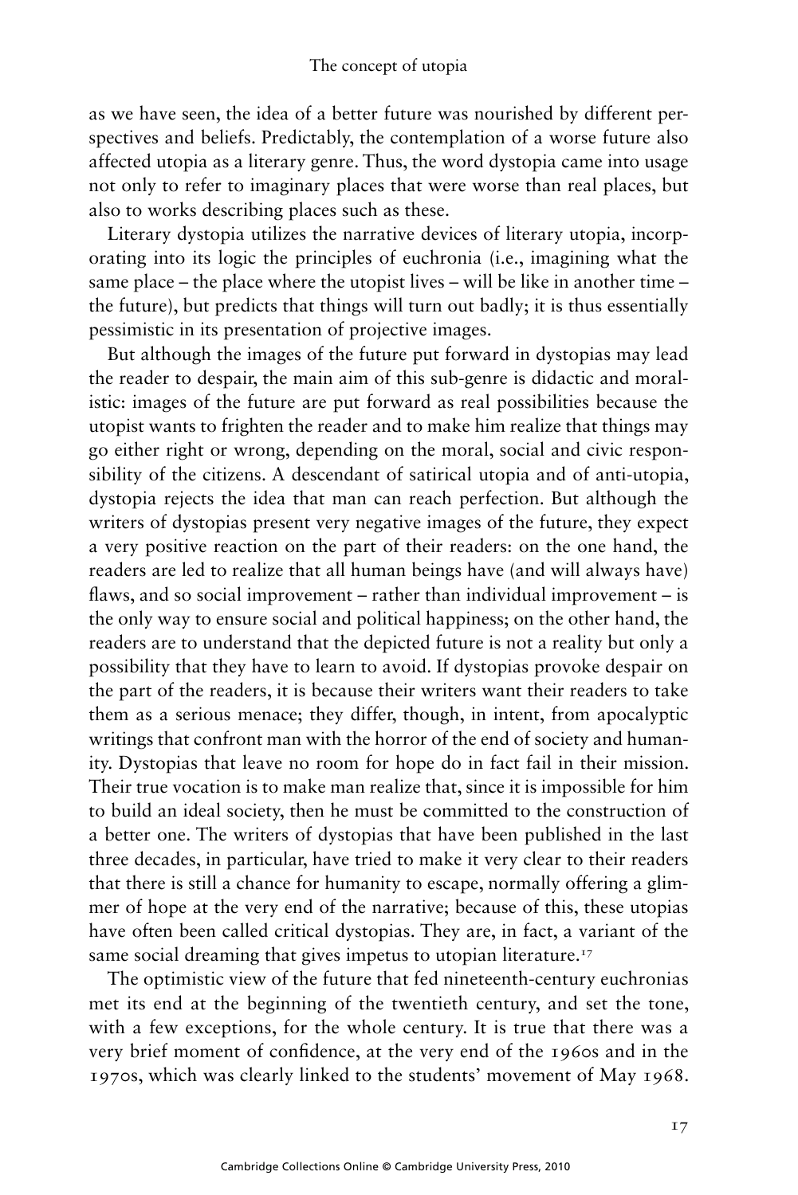as we have seen, the idea of a better future was nourished by different perspectives and beliefs. Predictably, the contemplation of a worse future also affected utopia as a literary genre. Thus, the word dystopia came into usage not only to refer to imaginary places that were worse than real places, but also to works describing places such as these.

Literary dystopia utilizes the narrative devices of literary utopia, incorporating into its logic the principles of euchronia (i.e., imagining what the same place – the place where the utopist lives – will be like in another time – the future), but predicts that things will turn out badly; it is thus essentially pessimistic in its presentation of projective images.

But although the images of the future put forward in dystopias may lead the reader to despair, the main aim of this sub-genre is didactic and moralistic: images of the future are put forward as real possibilities because the utopist wants to frighten the reader and to make him realize that things may go either right or wrong, depending on the moral, social and civic responsibility of the citizens. A descendant of satirical utopia and of anti-utopia, dystopia rejects the idea that man can reach perfection. But although the writers of dystopias present very negative images of the future, they expect a very positive reaction on the part of their readers: on the one hand, the readers are led to realize that all human beings have (and will always have) flaws, and so social improvement – rather than individual improvement – is the only way to ensure social and political happiness; on the other hand, the readers are to understand that the depicted future is not a reality but only a possibility that they have to learn to avoid. If dystopias provoke despair on the part of the readers, it is because their writers want their readers to take them as a serious menace; they differ, though, in intent, from apocalyptic writings that confront man with the horror of the end of society and humanity. Dystopias that leave no room for hope do in fact fail in their mission. Their true vocation is to make man realize that, since it is impossible for him to build an ideal society, then he must be committed to the construction of a better one. The writers of dystopias that have been published in the last three decades, in particular, have tried to make it very clear to their readers that there is still a chance for humanity to escape, normally offering a glimmer of hope at the very end of the narrative; because of this, these utopias have often been called critical dystopias. They are, in fact, a variant of the same social dreaming that gives impetus to utopian literature.[17]

The optimistic view of the future that fed nineteenth-century euchronias met its end at the beginning of the twentieth century, and set the tone, with a few exceptions, for the whole century. It is true that there was a very brief moment of confidence, at the very end of the 1960s and in the 1970s, which was clearly linked to the students' movement of May 1968.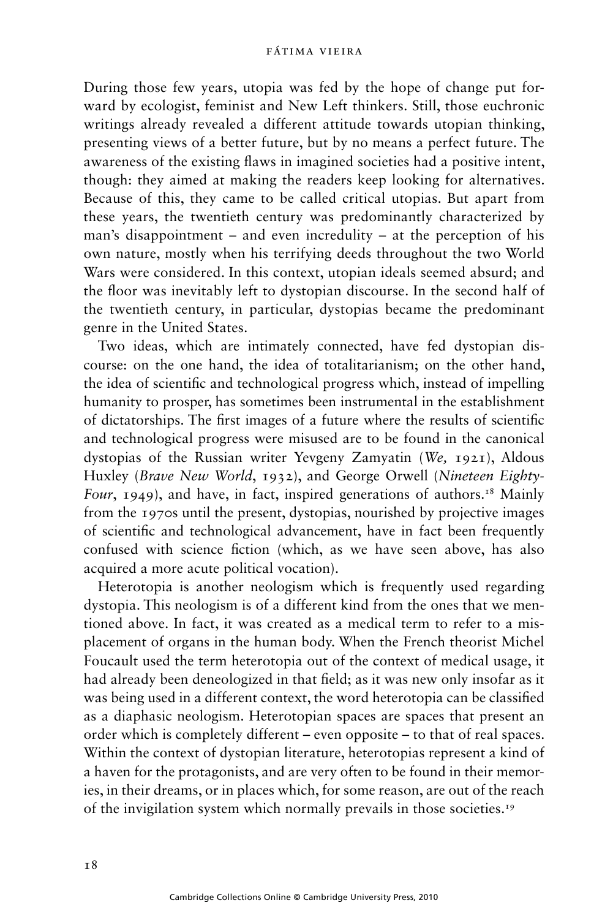During those few years, utopia was fed by the hope of change put forward by ecologist, feminist and New Left thinkers. Still, those euchronic writings already revealed a different attitude towards utopian thinking, presenting views of a better future, but by no means a perfect future. The awareness of the existing flaws in imagined societies had a positive intent, though: they aimed at making the readers keep looking for alternatives. Because of this, they came to be called critical utopias. But apart from these years, the twentieth century was predominantly characterized by man's disappointment – and even incredulity – at the perception of his own nature, mostly when his terrifying deeds throughout the two World Wars were considered. In this context, utopian ideals seemed absurd; and the floor was inevitably left to dystopian discourse. In the second half of the twentieth century, in particular, dystopias became the predominant genre in the United States.

Two ideas, which are intimately connected, have fed dystopian discourse: on the one hand, the idea of totalitarianism; on the other hand, the idea of scientific and technological progress which, instead of impelling humanity to prosper, has sometimes been instrumental in the establishment of dictatorships. The first images of a future where the results of scientific and technological progress were misused are to be found in the canonical dystopias of the Russian writer Yevgeny Zamyatin (*We*, 1921), Aldous Huxley (*Brave New World*, 1932), and George Orwell (*Nineteen Eighty-Four*, 1949), and have, in fact, inspired generations of authors.[18] Mainly from the 1970s until the present, dystopias, nourished by projective images of scientific and technological advancement, have in fact been frequently confused with science fiction (which, as we have seen above, has also acquired a more acute political vocation).

Heterotopia is another neologism which is frequently used regarding dystopia. This neologism is of a different kind from the ones that we mentioned above. In fact, it was created as a medical term to refer to a misplacement of organs in the human body. When the French theorist Michel Foucault used the term heterotopia out of the context of medical usage, it had already been deneologized in that field; as it was new only insofar as it was being used in a different context, the word heterotopia can be classified as a diaphasic neologism. Heterotopian spaces are spaces that present an order which is completely different – even opposite – to that of real spaces. Within the context of dystopian literature, heterotopias represent a kind of a haven for the protagonists, and are very often to be found in their memories, in their dreams, or in places which, for some reason, are out of the reach of the invigilation system which normally prevails in those societies.[19]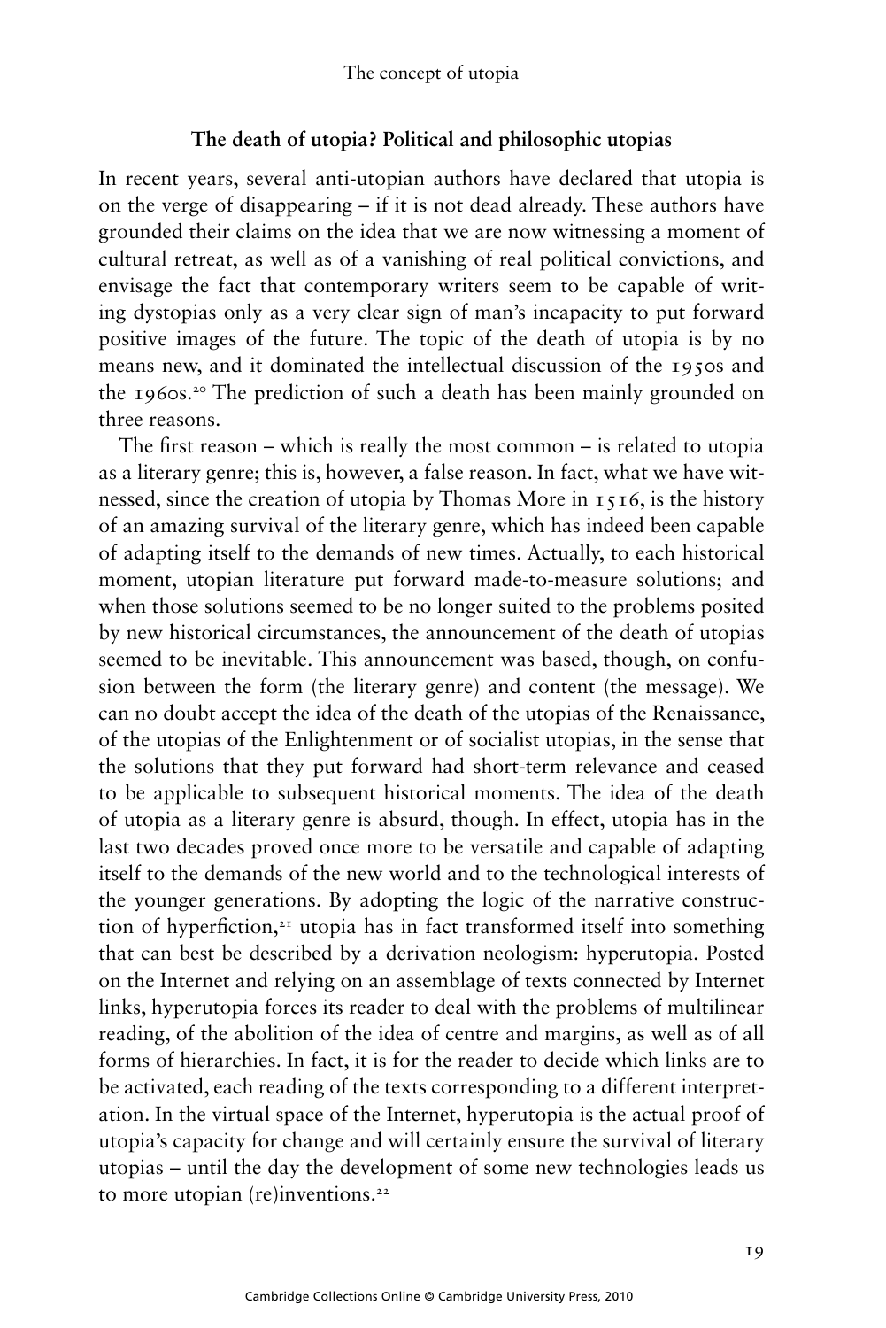## The death of utopia? Political and philosophic utopias

In recent years, several anti-utopian authors have declared that utopia is on the verge of disappearing – if it is not dead already. These authors have grounded their claims on the idea that we are now witnessing a moment of cultural retreat, as well as of a vanishing of real political convictions, and envisage the fact that contemporary writers seem to be capable of writing dystopias only as a very clear sign of man's incapacity to put forward positive images of the future. The topic of the death of utopia is by no means new, and it dominated the intellectual discussion of the 1950s and the 1960s.[20] The prediction of such a death has been mainly grounded on three reasons.

The first reason – which is really the most common – is related to utopia as a literary genre; this is, however, a false reason. In fact, what we have witnessed, since the creation of utopia by Thomas More in 1516, is the history of an amazing survival of the literary genre, which has indeed been capable of adapting itself to the demands of new times. Actually, to each historical moment, utopian literature put forward made-to-measure solutions; and when those solutions seemed to be no longer suited to the problems posited by new historical circumstances, the announcement of the death of utopias seemed to be inevitable. This announcement was based, though, on confusion between the form (the literary genre) and content (the message). We can no doubt accept the idea of the death of the utopias of the Renaissance, of the utopias of the Enlightenment or of socialist utopias, in the sense that the solutions that they put forward had short-term relevance and ceased to be applicable to subsequent historical moments. The idea of the death of utopia as a literary genre is absurd, though. In effect, utopia has in the last two decades proved once more to be versatile and capable of adapting itself to the demands of the new world and to the technological interests of the younger generations. By adopting the logic of the narrative construction of hyperfiction,[21] utopia has in fact transformed itself into something that can best be described by a derivation neologism: hyperutopia. Posted on the Internet and relying on an assemblage of texts connected by Internet links, hyperutopia forces its reader to deal with the problems of multilinear reading, of the abolition of the idea of centre and margins, as well as of all forms of hierarchies. In fact, it is for the reader to decide which links are to be activated, each reading of the texts corresponding to a different interpretation. In the virtual space of the Internet, hyperutopia is the actual proof of utopia's capacity for change and will certainly ensure the survival of literary utopias – until the day the development of some new technologies leads us to more utopian (re)inventions.[22]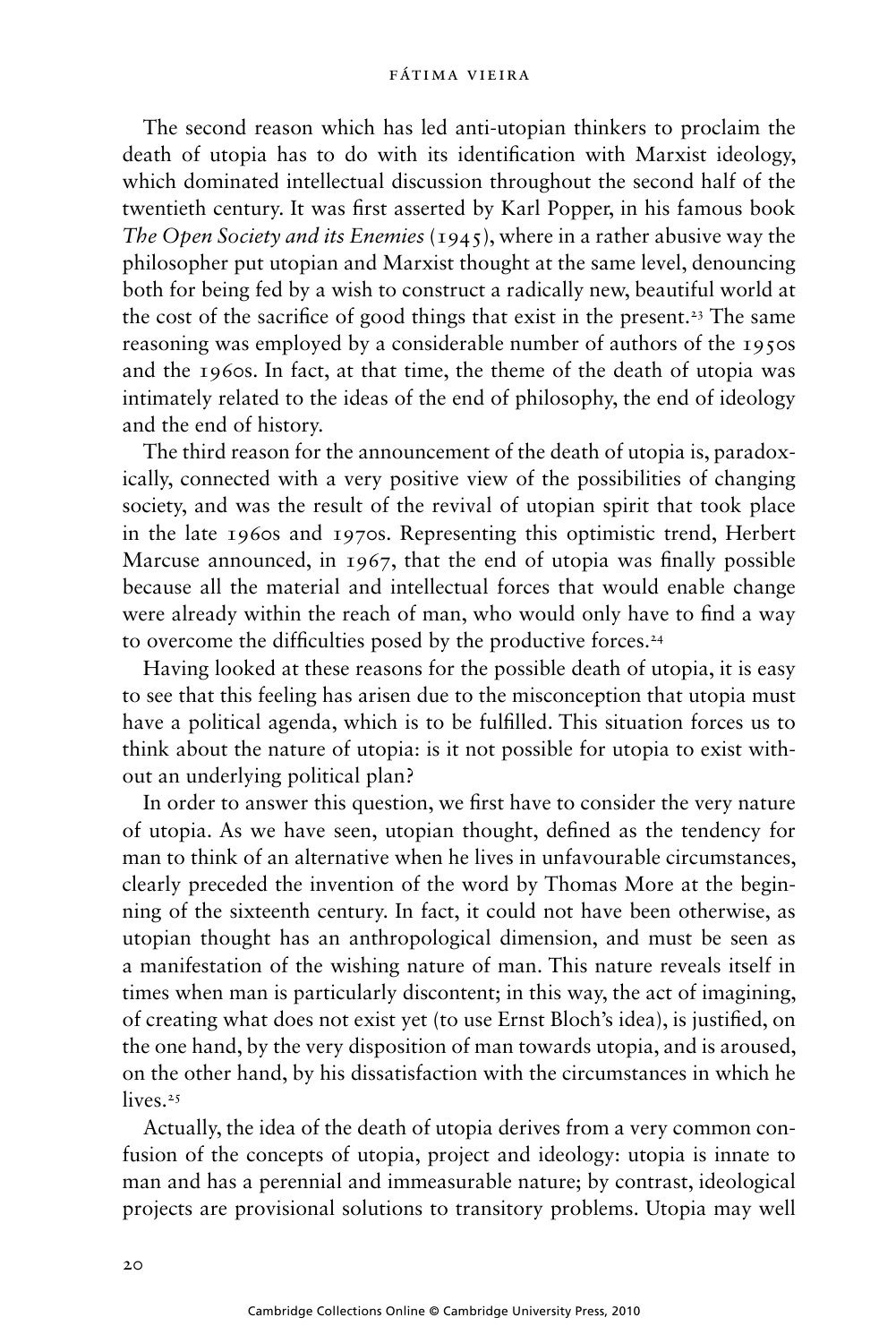The second reason which has led anti-utopian thinkers to proclaim the death of utopia has to do with its identification with Marxist ideology, which dominated intellectual discussion throughout the second half of the twentieth century. It was first asserted by Karl Popper, in his famous book *The Open Society and its Enemies* (1945), where in a rather abusive way the philosopher put utopian and Marxist thought at the same level, denouncing both for being fed by a wish to construct a radically new, beautiful world at the cost of the sacrifice of good things that exist in the present.[23] The same reasoning was employed by a considerable number of authors of the 1950s and the 1960s. In fact, at that time, the theme of the death of utopia was intimately related to the ideas of the end of philosophy, the end of ideology and the end of history.

The third reason for the announcement of the death of utopia is, paradoxically, connected with a very positive view of the possibilities of changing society, and was the result of the revival of utopian spirit that took place in the late 1960s and 1970s. Representing this optimistic trend, Herbert Marcuse announced, in 1967, that the end of utopia was finally possible because all the material and intellectual forces that would enable change were already within the reach of man, who would only have to find a way to overcome the difficulties posed by the productive forces.[24]

Having looked at these reasons for the possible death of utopia, it is easy to see that this feeling has arisen due to the misconception that utopia must have a political agenda, which is to be fulfilled. This situation forces us to think about the nature of utopia: is it not possible for utopia to exist without an underlying political plan?

In order to answer this question, we first have to consider the very nature of utopia. As we have seen, utopian thought, defined as the tendency for man to think of an alternative when he lives in unfavourable circumstances, clearly preceded the invention of the word by Thomas More at the beginning of the sixteenth century. In fact, it could not have been otherwise, as utopian thought has an anthropological dimension, and must be seen as a manifestation of the wishing nature of man. This nature reveals itself in times when man is particularly discontent; in this way, the act of imagining, of creating what does not exist yet (to use Ernst Bloch's idea), is justified, on the one hand, by the very disposition of man towards utopia, and is aroused, on the other hand, by his dissatisfaction with the circumstances in which he lives.[25]

Actually, the idea of the death of utopia derives from a very common confusion of the concepts of utopia, project and ideology: utopia is innate to man and has a perennial and immeasurable nature; by contrast, ideological projects are provisional solutions to transitory problems. Utopia may well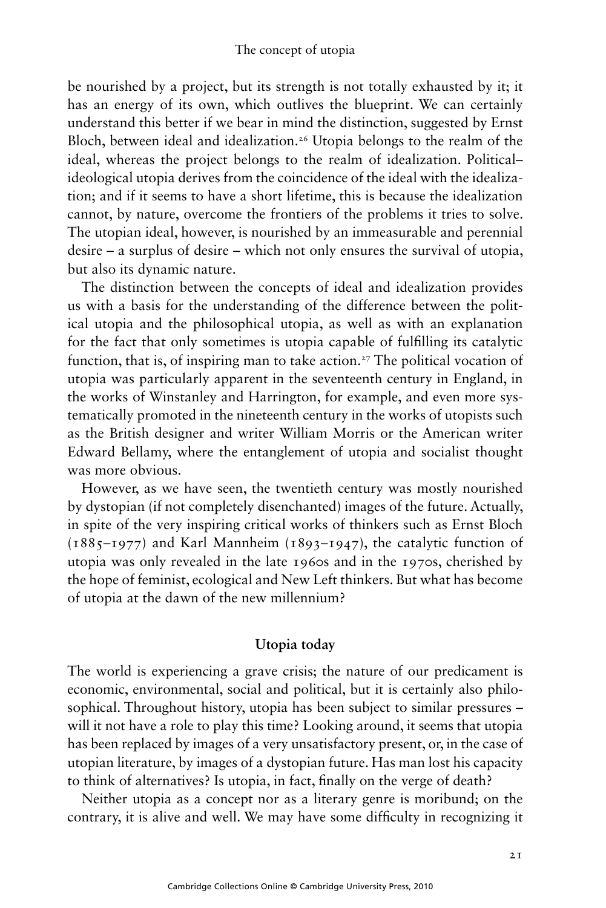be nourished by a project, but its strength is not totally exhausted by it; it has an energy of its own, which outlives the blueprint. We can certainly understand this better if we bear in mind the distinction, suggested by Ernst Bloch, between ideal and idealization.[26] Utopia belongs to the realm of the ideal, whereas the project belongs to the realm of idealization. Political–ideological utopia derives from the coincidence of the ideal with the idealization; and if it seems to have a short lifetime, this is because the idealization cannot, by nature, overcome the frontiers of the problems it tries to solve. The utopian ideal, however, is nourished by an immeasurable and perennial desire – a surplus of desire – which not only ensures the survival of utopia, but also its dynamic nature.

The distinction between the concepts of ideal and idealization provides us with a basis for the understanding of the difference between the political utopia and the philosophical utopia, as well as with an explanation for the fact that only sometimes is utopia capable of fulfilling its catalytic function, that is, of inspiring man to take action.[27] The political vocation of utopia was particularly apparent in the seventeenth century in England, in the works of Winstanley and Harrington, for example, and even more systematically promoted in the nineteenth century in the works of utopists such as the British designer and writer William Morris or the American writer Edward Bellamy, where the entanglement of utopia and socialist thought was more obvious.

However, as we have seen, the twentieth century was mostly nourished by dystopian (if not completely disenchanted) images of the future. Actually, in spite of the very inspiring critical works of thinkers such as Ernst Bloch (1885–1977) and Karl Mannheim (1893–1947), the catalytic function of utopia was only revealed in the late 1960s and in the 1970s, cherished by the hope of feminist, ecological and New Left thinkers. But what has become of utopia at the dawn of the new millennium?

## Utopia today

The world is experiencing a grave crisis; the nature of our predicament is economic, environmental, social and political, but it is certainly also philosophical. Throughout history, utopia has been subject to similar pressures – will it not have a role to play this time? Looking around, it seems that utopia has been replaced by images of a very unsatisfactory present, or, in the case of utopian literature, by images of a dystopian future. Has man lost his capacity to think of alternatives? Is utopia, in fact, finally on the verge of death?

Neither utopia as a concept nor as a literary genre is moribund; on the contrary, it is alive and well. We may have some difficulty in recognizing it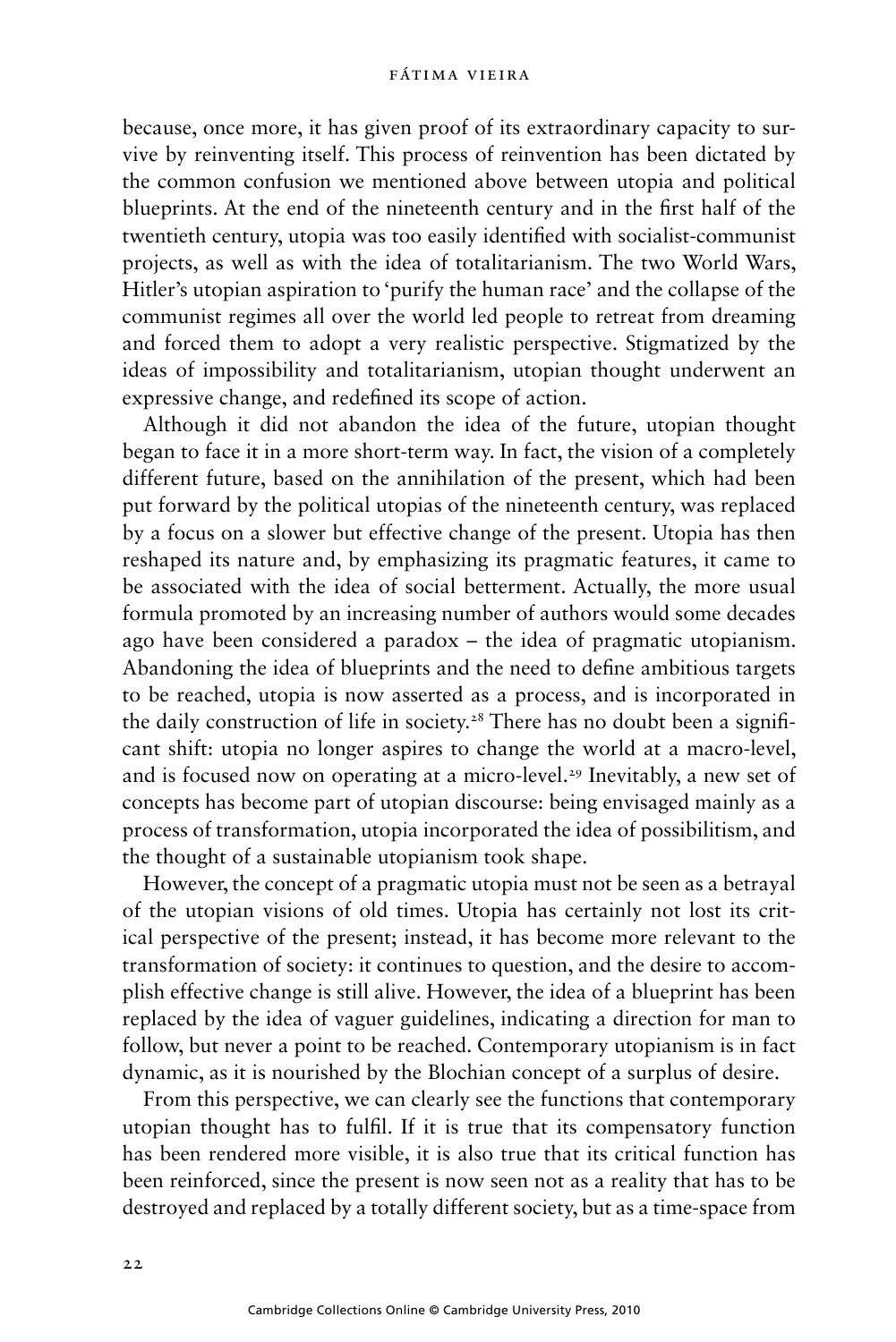because, once more, it has given proof of its extraordinary capacity to survive by reinventing itself. This process of reinvention has been dictated by the common confusion we mentioned above between utopia and political blueprints. At the end of the nineteenth century and in the first half of the twentieth century, utopia was too easily identified with socialist-communist projects, as well as with the idea of totalitarianism. The two World Wars, Hitler's utopian aspiration to 'purify the human race' and the collapse of the communist regimes all over the world led people to retreat from dreaming and forced them to adopt a very realistic perspective. Stigmatized by the ideas of impossibility and totalitarianism, utopian thought underwent an expressive change, and redefined its scope of action.

Although it did not abandon the idea of the future, utopian thought began to face it in a more short-term way. In fact, the vision of a completely different future, based on the annihilation of the present, which had been put forward by the political utopias of the nineteenth century, was replaced by a focus on a slower but effective change of the present. Utopia has then reshaped its nature and, by emphasizing its pragmatic features, it came to be associated with the idea of social betterment. Actually, the more usual formula promoted by an increasing number of authors would some decades ago have been considered a paradox – the idea of pragmatic utopianism. Abandoning the idea of blueprints and the need to define ambitious targets to be reached, utopia is now asserted as a process, and is incorporated in the daily construction of life in society.[28] There has no doubt been a significant shift: utopia no longer aspires to change the world at a macro-level, and is focused now on operating at a micro-level.[29] Inevitably, a new set of concepts has become part of utopian discourse: being envisaged mainly as a process of transformation, utopia incorporated the idea of possibilitism, and the thought of a sustainable utopianism took shape.

However, the concept of a pragmatic utopia must not be seen as a betrayal of the utopian visions of old times. Utopia has certainly not lost its critical perspective of the present; instead, it has become more relevant to the transformation of society: it continues to question, and the desire to accomplish effective change is still alive. However, the idea of a blueprint has been replaced by the idea of vaguer guidelines, indicating a direction for man to follow, but never a point to be reached. Contemporary utopianism is in fact dynamic, as it is nourished by the Blochian concept of a surplus of desire.

From this perspective, we can clearly see the functions that contemporary utopian thought has to fulfil. If it is true that its compensatory function has been rendered more visible, it is also true that its critical function has been reinforced, since the present is now seen not as a reality that has to be destroyed and replaced by a totally different society, but as a time-space from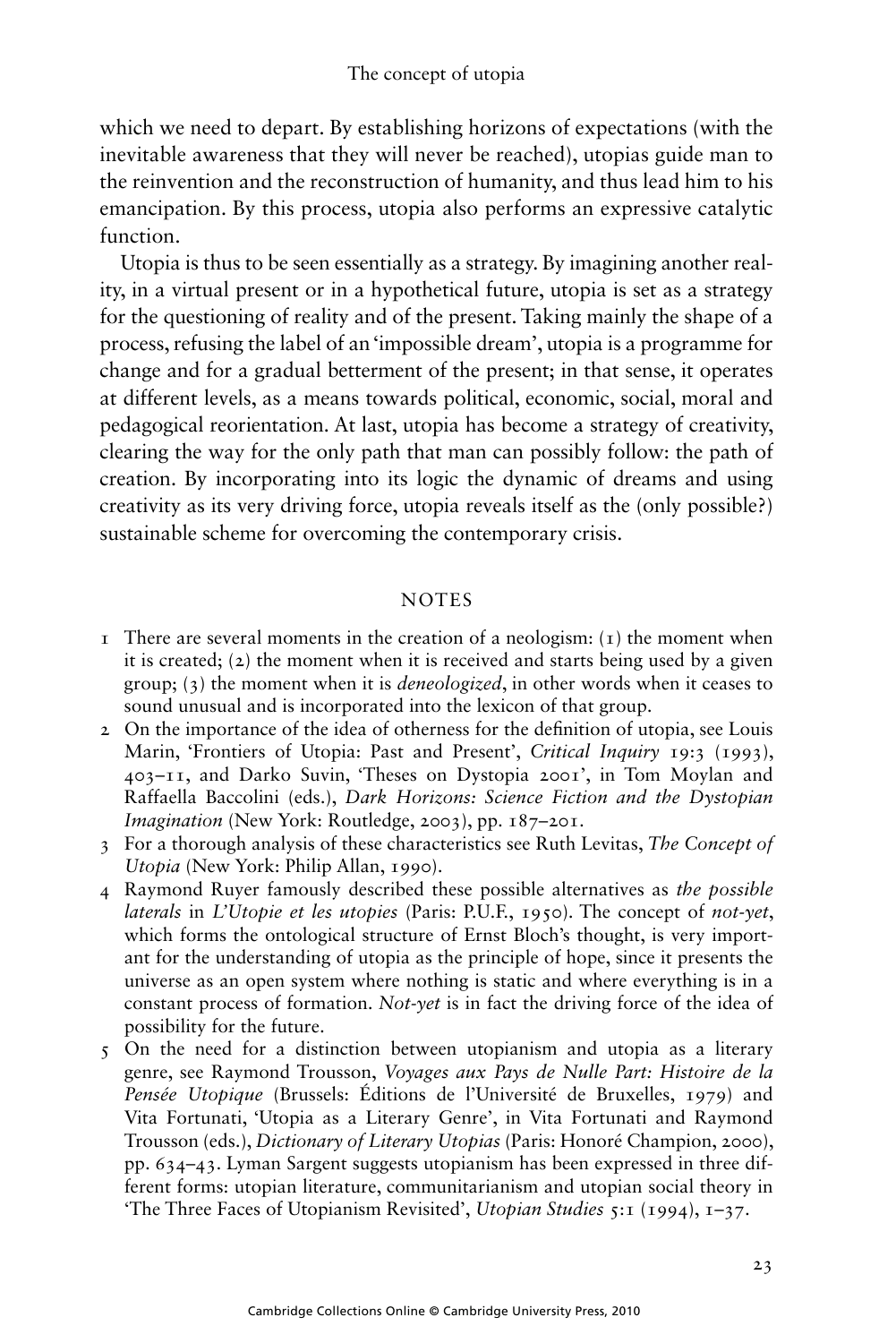which we need to depart. By establishing horizons of expectations (with the inevitable awareness that they will never be reached), utopias guide man to the reinvention and the reconstruction of humanity, and thus lead him to his emancipation. By this process, utopia also performs an expressive catalytic function.

Utopia is thus to be seen essentially as a strategy. By imagining another reality, in a virtual present or in a hypothetical future, utopia is set as a strategy for the questioning of reality and of the present. Taking mainly the shape of a process, refusing the label of an 'impossible dream', utopia is a programme for change and for a gradual betterment of the present; in that sense, it operates at different levels, as a means towards political, economic, social, moral and pedagogical reorientation. At last, utopia has become a strategy of creativity, clearing the way for the only path that man can possibly follow: the path of creation. By incorporating into its logic the dynamic of dreams and using creativity as its very driving force, utopia reveals itself as the (only possible?) sustainable scheme for overcoming the contemporary crisis.

## NOTES

1. There are several moments in the creation of a neologism: (1) the moment when it is created; (2) the moment when it is received and starts being used by a given group; (3) the moment when it is *deneologized*, in other words when it ceases to sound unusual and is incorporated into the lexicon of that group.
2. On the importance of the idea of otherness for the definition of utopia, see Louis Marin, 'Frontiers of Utopia: Past and Present', *Critical Inquiry* 19:3 (1993), 403–11, and Darko Suvin, 'Theses on Dystopia 2001', in Tom Moylan and Raffaella Baccolini (eds.), *Dark Horizons: Science Fiction and the Dystopian Imagination* (New York: Routledge, 2003), pp. 187–201.
3. For a thorough analysis of these characteristics see Ruth Levitas, *The Concept of Utopia* (New York: Philip Allan, 1990).
4. Raymond Ruyer famously described these possible alternatives as *the possible laterals* in *L'Utopie et les utopies* (Paris: P.U.F., 1950). The concept of *not-yet*, which forms the ontological structure of Ernst Bloch's thought, is very important for the understanding of utopia as the principle of hope, since it presents the universe as an open system where nothing is static and where everything is in a constant process of formation. *Not-yet* is in fact the driving force of the idea of possibility for the future.
5. On the need for a distinction between utopianism and utopia as a literary genre, see Raymond Trousson, *Voyages aux Pays de Nulle Part: Histoire de la Pensée Utopique* (Brussels: Éditions de l'Université de Bruxelles, 1979) and Vita Fortunati, 'Utopia as a Literary Genre', in Vita Fortunati and Raymond Trousson (eds.), *Dictionary of Literary Utopias* (Paris: Honoré Champion, 2000), pp. 634–43. Lyman Sargent suggests utopianism has been expressed in three different forms: utopian literature, communitarianism and utopian social theory in 'The Three Faces of Utopianism Revisited', *Utopian Studies* 5:1 (1994), 1–37.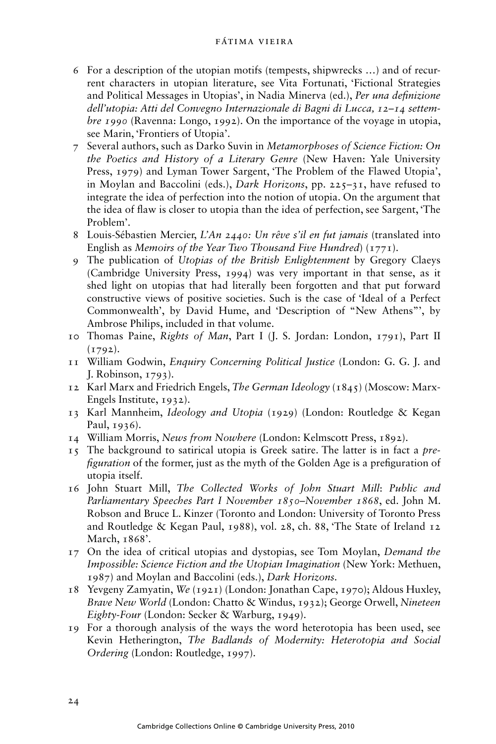6 For a description of the utopian motifs (tempests, shipwrecks …) and of recurrent characters in utopian literature, see Vita Fortunati, 'Fictional Strategies and Political Messages in Utopias', in Nadia Minerva (ed.), *Per una definizione dell'utopia: Atti del Convegno Internazionale di Bagni di Lucca, 12–14 settembre 1990* (Ravenna: Longo, 1992). On the importance of the voyage in utopia, see Marin, 'Frontiers of Utopia'.

7 Several authors, such as Darko Suvin in *Metamorphoses of Science Fiction: On the Poetics and History of a Literary Genre* (New Haven: Yale University Press, 1979) and Lyman Tower Sargent, 'The Problem of the Flawed Utopia', in Moylan and Baccolini (eds.), *Dark Horizons*, pp. 225–31, have refused to integrate the idea of perfection into the notion of utopia. On the argument that the idea of flaw is closer to utopia than the idea of perfection, see Sargent, 'The Problem'.

8 Louis-Sébastien Mercier, *L'An 2440: Un rêve s'il en fut jamais* (translated into English as *Memoirs of the Year Two Thousand Five Hundred*) (1771).

9 The publication of *Utopias of the British Enlightenment* by Gregory Claeys (Cambridge University Press, 1994) was very important in that sense, as it shed light on utopias that had literally been forgotten and that put forward constructive views of positive societies. Such is the case of 'Ideal of a Perfect Commonwealth', by David Hume, and 'Description of "New Athens"', by Ambrose Philips, included in that volume.

10 Thomas Paine, *Rights of Man*, Part I (J. S. Jordan: London, 1791), Part II (1792).

11 William Godwin, *Enquiry Concerning Political Justice* (London: G. G. J. and J. Robinson, 1793).

12 Karl Marx and Friedrich Engels, *The German Ideology* (1845) (Moscow: Marx-Engels Institute, 1932).

13 Karl Mannheim, *Ideology and Utopia* (1929) (London: Routledge & Kegan Paul, 1936).

14 William Morris, *News from Nowhere* (London: Kelmscott Press, 1892).

15 The background to satirical utopia is Greek satire. The latter is in fact a *prefiguration* of the former, just as the myth of the Golden Age is a prefiguration of utopia itself.

16 John Stuart Mill, *The Collected Works of John Stuart Mill*: *Public and Parliamentary Speeches Part I November 1850–November 1868*, ed. John M. Robson and Bruce L. Kinzer (Toronto and London: University of Toronto Press and Routledge & Kegan Paul, 1988), vol. 28, ch. 88, 'The State of Ireland 12 March, 1868'.

17 On the idea of critical utopias and dystopias, see Tom Moylan, *Demand the Impossible: Science Fiction and the Utopian Imagination* (New York: Methuen, 1987) and Moylan and Baccolini (eds.), *Dark Horizons*.

18 Yevgeny Zamyatin, *We* (1921) (London: Jonathan Cape, 1970); Aldous Huxley, *Brave New World* (London: Chatto & Windus, 1932); George Orwell, *Nineteen Eighty-Four* (London: Secker & Warburg, 1949).

19 For a thorough analysis of the ways the word heterotopia has been used, see Kevin Hetherington, *The Badlands of Modernity: Heterotopia and Social Ordering* (London: Routledge, 1997).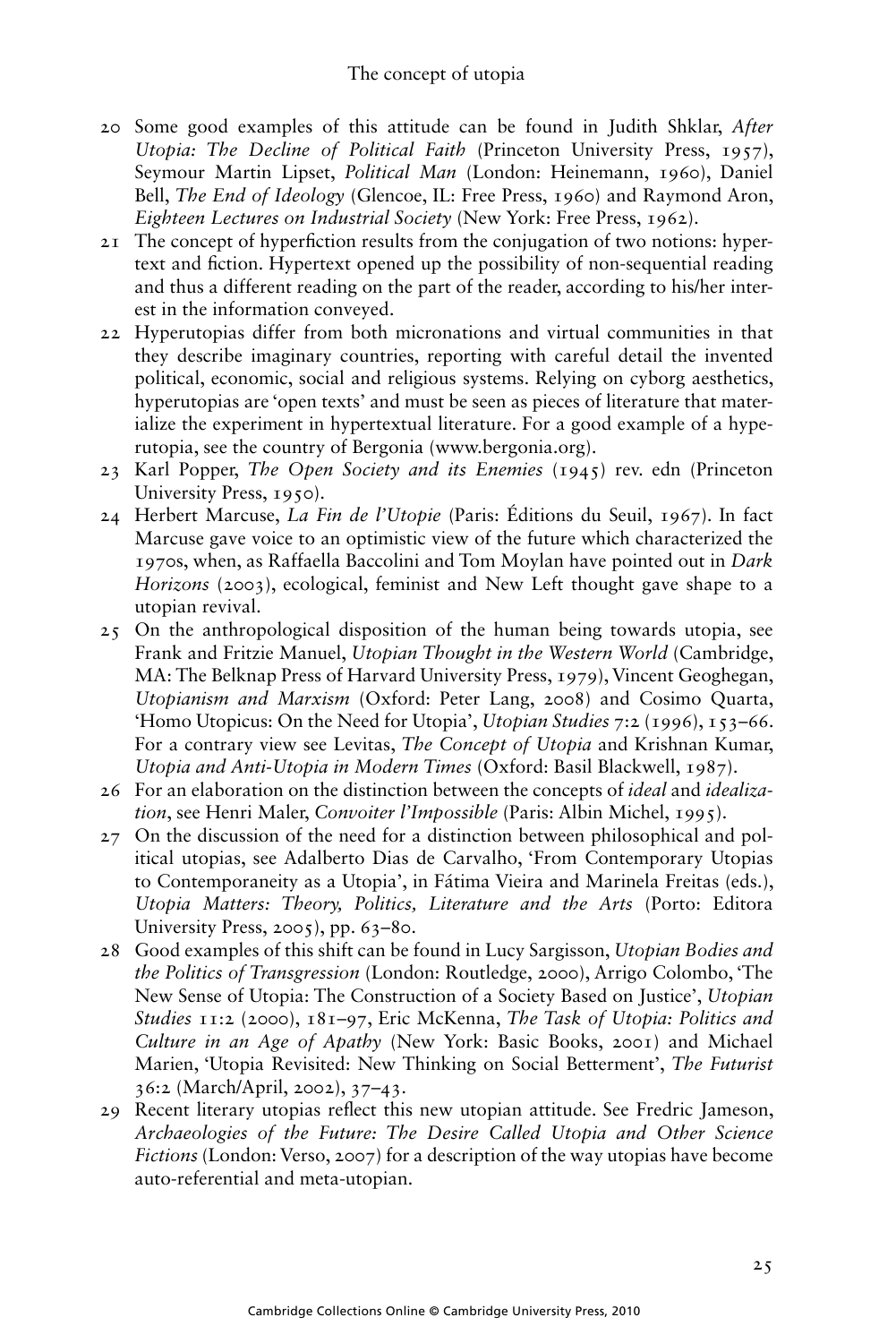20 Some good examples of this attitude can be found in Judith Shklar, *After Utopia: The Decline of Political Faith* (Princeton University Press, 1957), Seymour Martin Lipset, *Political Man* (London: Heinemann, 1960), Daniel Bell, *The End of Ideology* (Glencoe, IL: Free Press, 1960) and Raymond Aron, *Eighteen Lectures on Industrial Society* (New York: Free Press, 1962).

21 The concept of hyperfiction results from the conjugation of two notions: hypertext and fiction. Hypertext opened up the possibility of non-sequential reading and thus a different reading on the part of the reader, according to his/her interest in the information conveyed.

22 Hyperutopias differ from both micronations and virtual communities in that they describe imaginary countries, reporting with careful detail the invented political, economic, social and religious systems. Relying on cyborg aesthetics, hyperutopias are 'open texts' and must be seen as pieces of literature that materialize the experiment in hypertextual literature. For a good example of a hyperutopia, see the country of Bergonia (www.bergonia.org).

23 Karl Popper, *The Open Society and its Enemies* (1945) rev. edn (Princeton University Press, 1950).

24 Herbert Marcuse, *La Fin de l'Utopie* (Paris: Éditions du Seuil, 1967). In fact Marcuse gave voice to an optimistic view of the future which characterized the 1970s, when, as Raffaella Baccolini and Tom Moylan have pointed out in *Dark Horizons* (2003), ecological, feminist and New Left thought gave shape to a utopian revival.

25 On the anthropological disposition of the human being towards utopia, see Frank and Fritzie Manuel, *Utopian Thought in the Western World* (Cambridge, MA: The Belknap Press of Harvard University Press, 1979), Vincent Geoghegan, *Utopianism and Marxism* (Oxford: Peter Lang, 2008) and Cosimo Quarta, 'Homo Utopicus: On the Need for Utopia', *Utopian Studies* 7:2 (1996), 153–66. For a contrary view see Levitas, *The Concept of Utopia* and Krishnan Kumar, *Utopia and Anti-Utopia in Modern Times* (Oxford: Basil Blackwell, 1987).

26 For an elaboration on the distinction between the concepts of *ideal* and *idealization*, see Henri Maler, *Convoiter l'Impossible* (Paris: Albin Michel, 1995).

27 On the discussion of the need for a distinction between philosophical and political utopias, see Adalberto Dias de Carvalho, 'From Contemporary Utopias to Contemporaneity as a Utopia', in Fátima Vieira and Marinela Freitas (eds.), *Utopia Matters: Theory, Politics, Literature and the Arts* (Porto: Editora University Press, 2005), pp. 63–80.

28 Good examples of this shift can be found in Lucy Sargisson, *Utopian Bodies and the Politics of Transgression* (London: Routledge, 2000), Arrigo Colombo, 'The New Sense of Utopia: The Construction of a Society Based on Justice', *Utopian Studies* 11:2 (2000), 181–97, Eric McKenna, *The Task of Utopia: Politics and Culture in an Age of Apathy* (New York: Basic Books, 2001) and Michael Marien, 'Utopia Revisited: New Thinking on Social Betterment', *The Futurist* 36:2 (March/April, 2002), 37–43.

29 Recent literary utopias reflect this new utopian attitude. See Fredric Jameson, *Archaeologies of the Future: The Desire Called Utopia and Other Science Fictions* (London: Verso, 2007) for a description of the way utopias have become auto-referential and meta-utopian.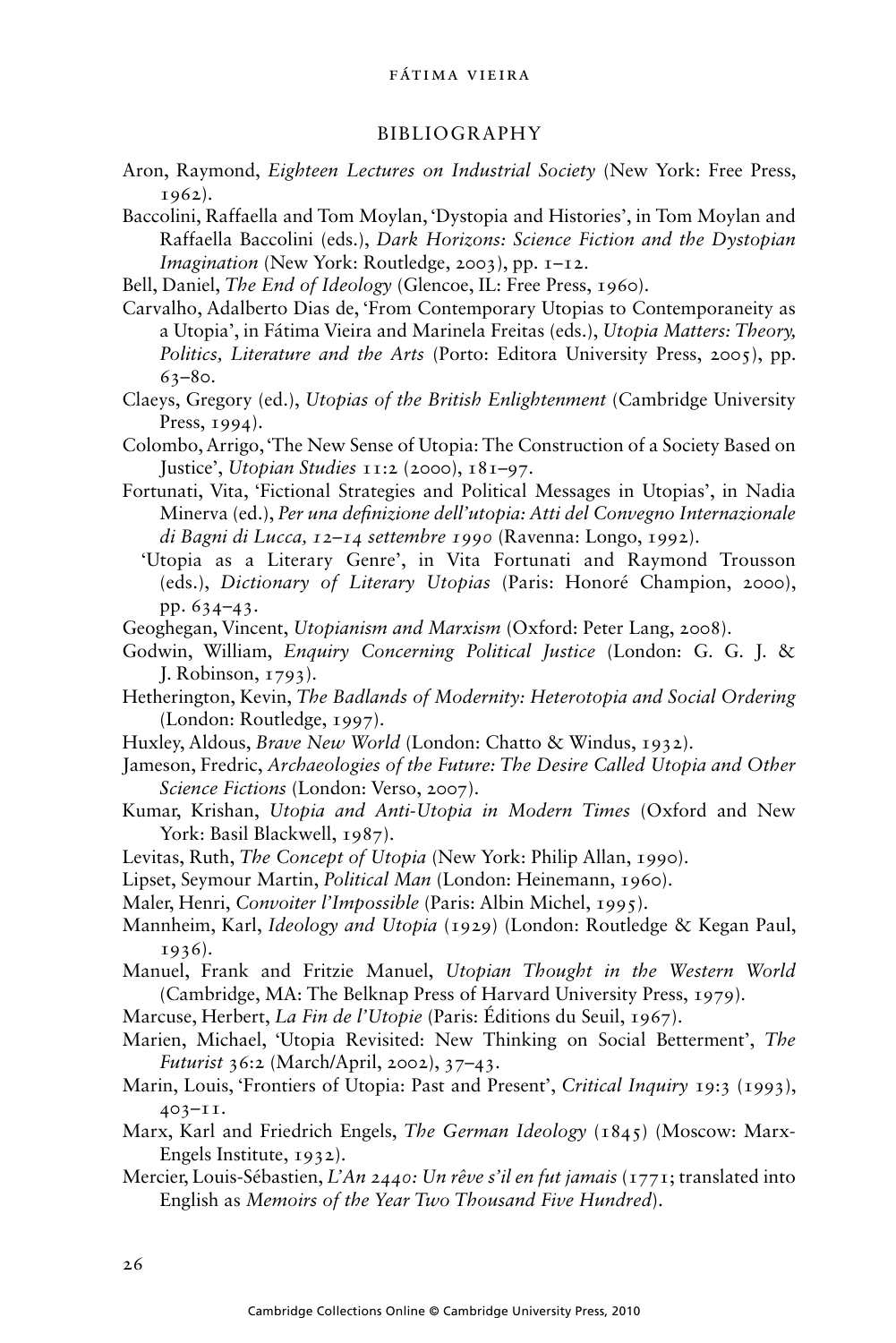## BIBLIOGRAPHY

Aron, Raymond, *Eighteen Lectures on Industrial Society* (New York: Free Press, 1962).

Baccolini, Raffaella and Tom Moylan, 'Dystopia and Histories', in Tom Moylan and Raffaella Baccolini (eds.), *Dark Horizons: Science Fiction and the Dystopian Imagination* (New York: Routledge, 2003), pp. 1–12.

Bell, Daniel, *The End of Ideology* (Glencoe, IL: Free Press, 1960).

Carvalho, Adalberto Dias de, 'From Contemporary Utopias to Contemporaneity as a Utopia', in Fátima Vieira and Marinela Freitas (eds.), *Utopia Matters: Theory, Politics, Literature and the Arts* (Porto: Editora University Press, 2005), pp. 63–80.

Claeys, Gregory (ed.), *Utopias of the British Enlightenment* (Cambridge University Press, 1994).

Colombo, Arrigo, 'The New Sense of Utopia: The Construction of a Society Based on Justice', *Utopian Studies* 11:2 (2000), 181–97.

Fortunati, Vita, 'Fictional Strategies and Political Messages in Utopias', in Nadia Minerva (ed.), *Per una definizione dell'utopia: Atti del Convegno Internazionale di Bagni di Lucca, 12–14 settembre 1990* (Ravenna: Longo, 1992).

'Utopia as a Literary Genre', in Vita Fortunati and Raymond Trousson (eds.), *Dictionary of Literary Utopias* (Paris: Honoré Champion, 2000), pp. 634–43.

Geoghegan, Vincent, *Utopianism and Marxism* (Oxford: Peter Lang, 2008).

Godwin, William, *Enquiry Concerning Political Justice* (London: G. G. J. & J. Robinson, 1793).

Hetherington, Kevin, *The Badlands of Modernity: Heterotopia and Social Ordering* (London: Routledge, 1997).

Huxley, Aldous, *Brave New World* (London: Chatto & Windus, 1932).

Jameson, Fredric, *Archaeologies of the Future: The Desire Called Utopia and Other Science Fictions* (London: Verso, 2007).

Kumar, Krishan, *Utopia and Anti-Utopia in Modern Times* (Oxford and New York: Basil Blackwell, 1987).

Levitas, Ruth, *The Concept of Utopia* (New York: Philip Allan, 1990).

Lipset, Seymour Martin, *Political Man* (London: Heinemann, 1960).

Maler, Henri, *Convoiter l'Impossible* (Paris: Albin Michel, 1995).

Mannheim, Karl, *Ideology and Utopia* (1929) (London: Routledge & Kegan Paul, 1936).

Manuel, Frank and Fritzie Manuel, *Utopian Thought in the Western World* (Cambridge, MA: The Belknap Press of Harvard University Press, 1979).

Marcuse, Herbert, *La Fin de l'Utopie* (Paris: Éditions du Seuil, 1967).

Marien, Michael, 'Utopia Revisited: New Thinking on Social Betterment', *The Futurist* 36:2 (March/April, 2002), 37–43.

Marin, Louis, 'Frontiers of Utopia: Past and Present', *Critical Inquiry* 19:3 (1993), 403–11.

Marx, Karl and Friedrich Engels, *The German Ideology* (1845) (Moscow: Marx-Engels Institute, 1932).

Mercier, Louis-Sébastien, *L'An 2440: Un rêve s'il en fut jamais* (1771; translated into English as *Memoirs of the Year Two Thousand Five Hundred*).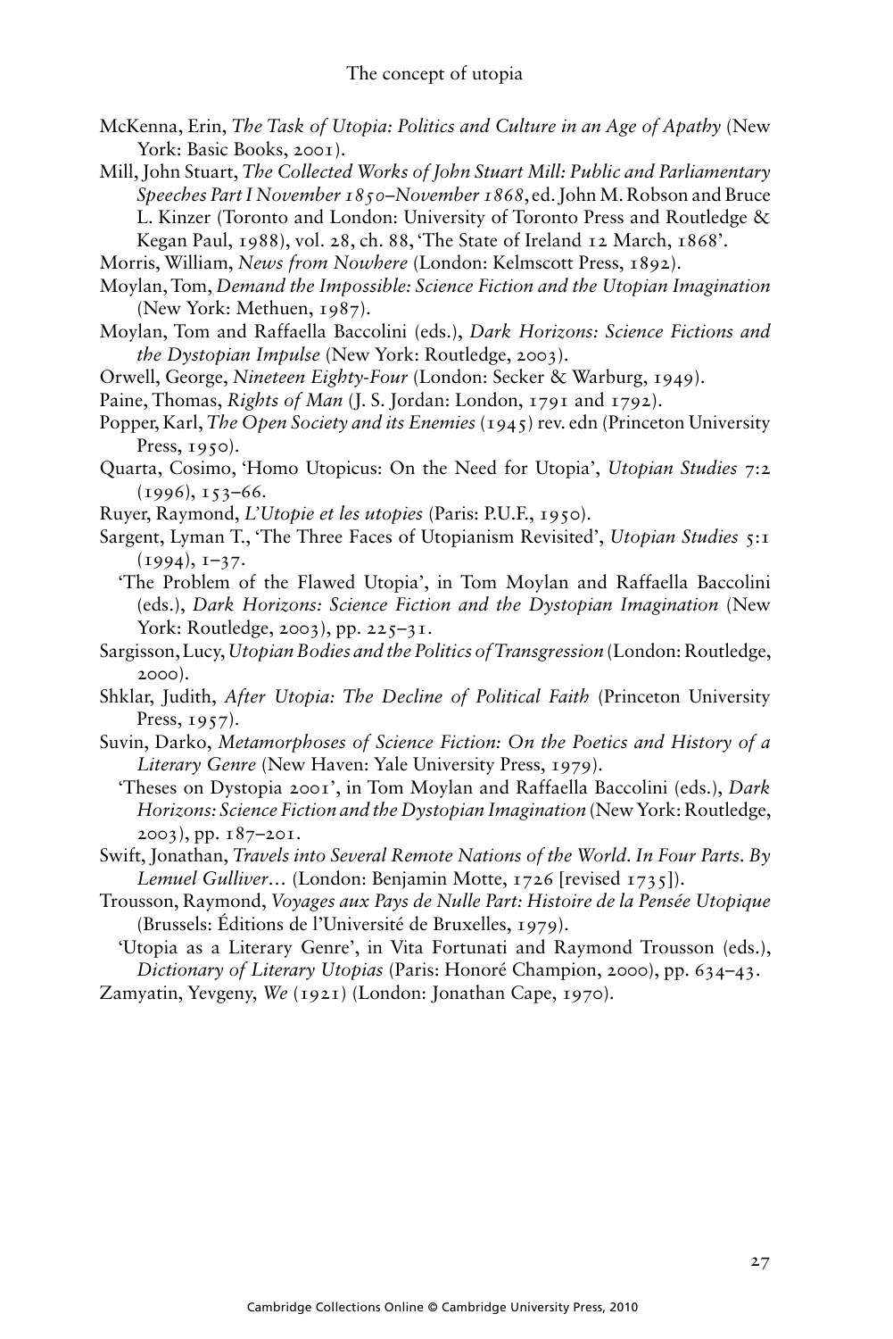McKenna, Erin, *The Task of Utopia: Politics and Culture in an Age of Apathy* (New York: Basic Books, 2001).

Mill, John Stuart, *The Collected Works of John Stuart Mill: Public and Parliamentary Speeches Part I November 1850–November 1868*, ed. John M. Robson and Bruce L. Kinzer (Toronto and London: University of Toronto Press and Routledge & Kegan Paul, 1988), vol. 28, ch. 88, 'The State of Ireland 12 March, 1868'.

Morris, William, *News from Nowhere* (London: Kelmscott Press, 1892).

Moylan, Tom, *Demand the Impossible: Science Fiction and the Utopian Imagination* (New York: Methuen, 1987).

Moylan, Tom and Raffaella Baccolini (eds.), *Dark Horizons: Science Fictions and the Dystopian Impulse* (New York: Routledge, 2003).

Orwell, George, *Nineteen Eighty-Four* (London: Secker & Warburg, 1949).

Paine, Thomas, *Rights of Man* (J. S. Jordan: London, 1791 and 1792).

Popper, Karl, *The Open Society and its Enemies* (1945) rev. edn (Princeton University Press, 1950).

Quarta, Cosimo, 'Homo Utopicus: On the Need for Utopia', *Utopian Studies* 7:2 (1996), 153–66.

Ruyer, Raymond, *L'Utopie et les utopies* (Paris: P.U.F., 1950).

Sargent, Lyman T., 'The Three Faces of Utopianism Revisited', *Utopian Studies* 5:1 (1994), 1–37.

'The Problem of the Flawed Utopia', in Tom Moylan and Raffaella Baccolini (eds.), *Dark Horizons: Science Fiction and the Dystopian Imagination* (New York: Routledge, 2003), pp. 225–31.

Sargisson, Lucy, *Utopian Bodies and the Politics of Transgression* (London: Routledge, 2000).

Shklar, Judith, *After Utopia: The Decline of Political Faith* (Princeton University Press, 1957).

Suvin, Darko, *Metamorphoses of Science Fiction: On the Poetics and History of a Literary Genre* (New Haven: Yale University Press, 1979).

'Theses on Dystopia 2001', in Tom Moylan and Raffaella Baccolini (eds.), *Dark Horizons: Science Fiction and the Dystopian Imagination* (New York: Routledge, 2003), pp. 187–201.

Swift, Jonathan, *Travels into Several Remote Nations of the World. In Four Parts. By Lemuel Gulliver…* (London: Benjamin Motte, 1726 [revised 1735]).

Trousson, Raymond, *Voyages aux Pays de Nulle Part: Histoire de la Pensée Utopique* (Brussels: Éditions de l'Université de Bruxelles, 1979).

'Utopia as a Literary Genre', in Vita Fortunati and Raymond Trousson (eds.), *Dictionary of Literary Utopias* (Paris: Honoré Champion, 2000), pp. 634–43.

Zamyatin, Yevgeny, *We* (1921) (London: Jonathan Cape, 1970).